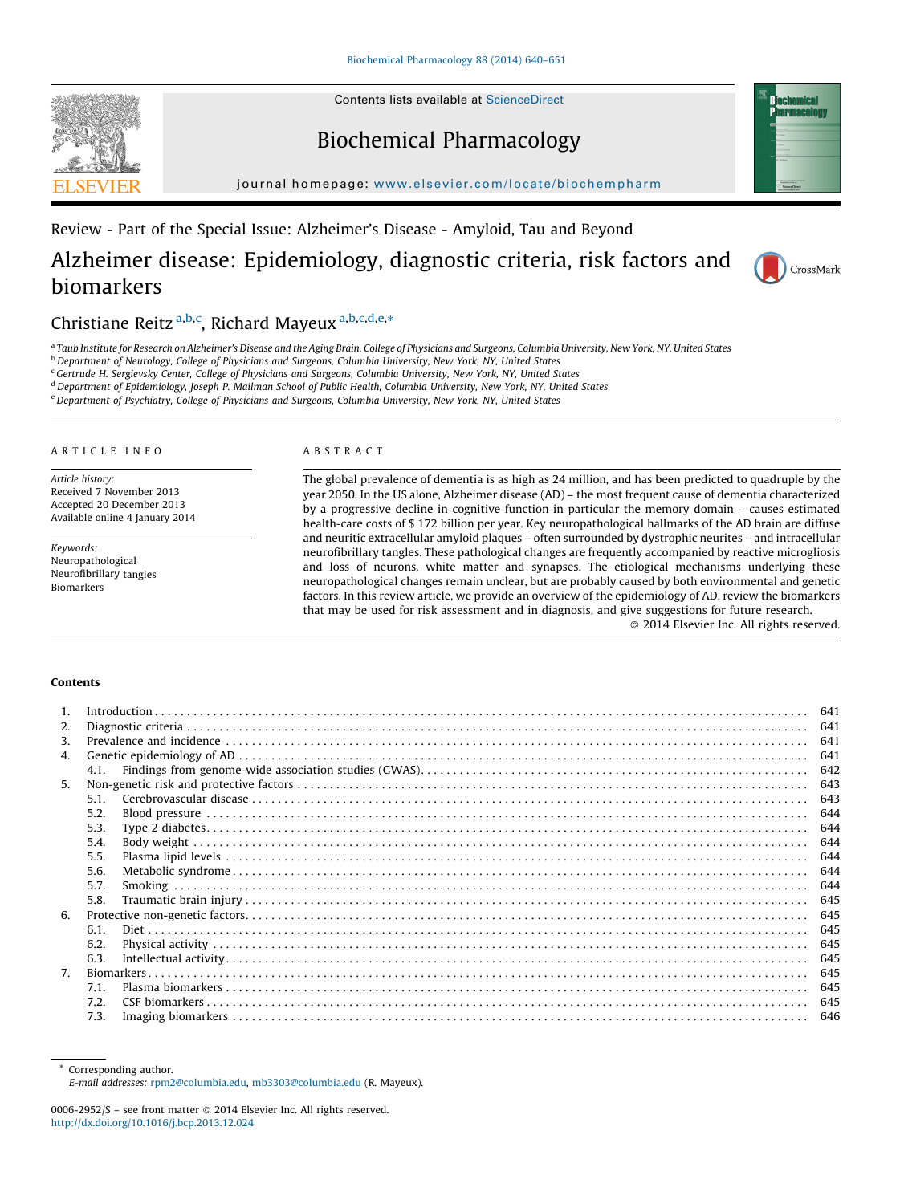Contents lists available at ScienceDirect

# Biochemical Pharmacology

journal homepage: www.elsevier.com/locate/biochempharm

Review - Part of the Special Issue: Alzheimer's Disease - Amyloid, Tau and Beyond

# Alzheimer disease: Epidemiology, diagnostic criteria, risk factors and biomarkers

Christiane Reitz [a,b,c], Richard Mayeux [a,b,c,d,e,*]

[a] Taub Institute for Research on Alzheimer's Disease and the Aging Brain, College of Physicians and Surgeons, Columbia University, New York, NY, United States
[b] Department of Neurology, College of Physicians and Surgeons, Columbia University, New York, NY, United States
[c] Gertrude H. Sergievsky Center, College of Physicians and Surgeons, Columbia University, New York, NY, United States
[d] Department of Epidemiology, Joseph P. Mailman School of Public Health, Columbia University, New York, NY, United States
[e] Department of Psychiatry, College of Physicians and Surgeons, Columbia University, New York, NY, United States

## ARTICLE INFO

*Article history:*
Received 7 November 2013
Accepted 20 December 2013
Available online 4 January 2014

*Keywords:*
Neuropathological
Neurofibrillary tangles
Biomarkers

## ABSTRACT

The global prevalence of dementia is as high as 24 million, and has been predicted to quadruple by the year 2050. In the US alone, Alzheimer disease (AD) – the most frequent cause of dementia characterized by a progressive decline in cognitive function in particular the memory domain – causes estimated health-care costs of $ 172 billion per year. Key neuropathological hallmarks of the AD brain are diffuse and neuritic extracellular amyloid plaques – often surrounded by dystrophic neurites – and intracellular neurofibrillary tangles. These pathological changes are frequently accompanied by reactive microgliosis and loss of neurons, white matter and synapses. The etiological mechanisms underlying these neuropathological changes remain unclear, but are probably caused by both environmental and genetic factors. In this review article, we provide an overview of the epidemiology of AD, review the biomarkers that may be used for risk assessment and in diagnosis, and give suggestions for future research.

© 2014 Elsevier Inc. All rights reserved.

## Contents

1. Introduction . . . 641
2. Diagnostic criteria . . . 641
3. Prevalence and incidence . . . 641
4. Genetic epidemiology of AD . . . 641
   - 4.1. Findings from genome-wide association studies (GWAS). . . . 642
5. Non-genetic risk and protective factors . . . 643
   - 5.1. Cerebrovascular disease . . . 643
   - 5.2. Blood pressure . . . 644
   - 5.3. Type 2 diabetes. . . . 644
   - 5.4. Body weight . . . 644
   - 5.5. Plasma lipid levels . . . 644
   - 5.6. Metabolic syndrome . . . 644
   - 5.7. Smoking . . . 644
   - 5.8. Traumatic brain injury . . . 645
6. Protective non-genetic factors. . . . 645
   - 6.1. Diet . . . 645
   - 6.2. Physical activity . . . 645
   - 6.3. Intellectual activity. . . . 645
7. Biomarkers. . . . 645
   - 7.1. Plasma biomarkers . . . 645
   - 7.2. CSF biomarkers . . . 645
   - 7.3. Imaging biomarkers . . . 646

\* Corresponding author.
*E-mail addresses:* rpm2@columbia.edu, mb3303@columbia.edu (R. Mayeux).

0006-2952/$ – see front matter © 2014 Elsevier Inc. All rights reserved.
http://dx.doi.org/10.1016/j.bcp.2013.12.024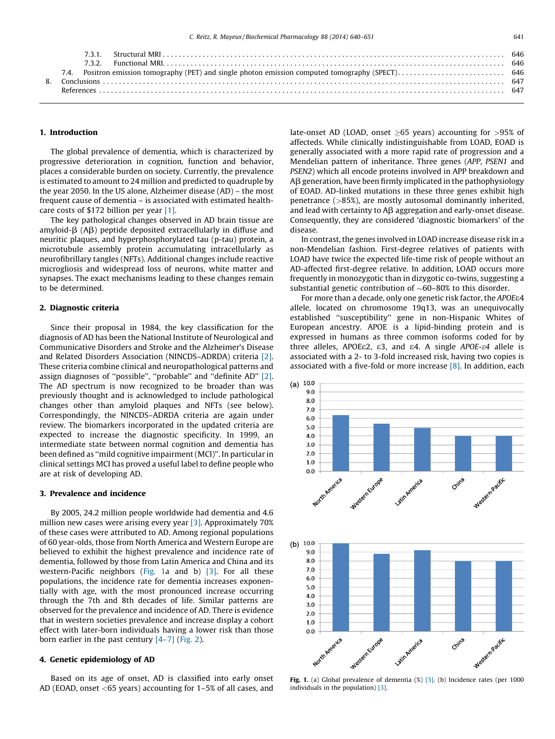| | | |
|---|---|---|
| 7.3.1. | Structural MRI | 646 |
| 7.3.2. | Functional MRI | 646 |
| 7.4. | Positron emission tomography (PET) and single photon emission computed tomography (SPECT) | 646 |
| 8. | Conclusions | 647 |
| | References | 647 |

## 1. Introduction

The global prevalence of dementia, which is characterized by progressive deterioration in cognition, function and behavior, places a considerable burden on society. Currently, the prevalence is estimated to amount to 24 million and predicted to quadruple by the year 2050. In the US alone, Alzheimer disease (AD) – the most frequent cause of dementia – is associated with estimated health-care costs of $172 billion per year [1].

The key pathological changes observed in AD brain tissue are amyloid-β (Aβ) peptide deposited extracellularly in diffuse and neuritic plaques, and hyperphosphorylated tau (p-tau) protein, a microtubule assembly protein accumulating intracellularly as neurofibrillary tangles (NFTs). Additional changes include reactive microgliosis and widespread loss of neurons, white matter and synapses. The exact mechanisms leading to these changes remain to be determined.

## 2. Diagnostic criteria

Since their proposal in 1984, the key classification for the diagnosis of AD has been the National Institute of Neurological and Communicative Disorders and Stroke and the Alzheimer's Disease and Related Disorders Association (NINCDS–ADRDA) criteria [2]. These criteria combine clinical and neuropathological patterns and assign diagnoses of "possible", "probable" and "definite AD" [2]. The AD spectrum is now recognized to be broader than was previously thought and is acknowledged to include pathological changes other than amyloid plaques and NFTs (see below). Correspondingly, the NINCDS–ADRDA criteria are again under review. The biomarkers incorporated in the updated criteria are expected to increase the diagnostic specificity. In 1999, an intermediate state between normal cognition and dementia has been defined as "mild cognitive impairment (MCI)". In particular in clinical settings MCI has proved a useful label to define people who are at risk of developing AD.

## 3. Prevalence and incidence

By 2005, 24.2 million people worldwide had dementia and 4.6 million new cases were arising every year [3]. Approximately 70% of these cases were attributed to AD. Among regional populations of 60 year-olds, those from North America and Western Europe are believed to exhibit the highest prevalence and incidence rate of dementia, followed by those from Latin America and China and its western-Pacific neighbors (Fig. 1a and b) [3]. For all these populations, the incidence rate for dementia increases exponentially with age, with the most pronounced increase occurring through the 7th and 8th decades of life. Similar patterns are observed for the prevalence and incidence of AD. There is evidence that in western societies prevalence and increase display a cohort effect with later-born individuals having a lower risk than those born earlier in the past century [4–7] (Fig. 2).

## 4. Genetic epidemiology of AD

Based on its age of onset, AD is classified into early onset AD (EOAD, onset <65 years) accounting for 1–5% of all cases, and late-onset AD (LOAD, onset ≥65 years) accounting for >95% of affecteds. While clinically indistinguishable from LOAD, EOAD is generally associated with a more rapid rate of progression and a Mendelian pattern of inheritance. Three genes (*APP*, *PSEN1* and *PSEN2*) which all encode proteins involved in APP breakdown and Aβ generation, have been firmly implicated in the pathophysiology of EOAD. AD-linked mutations in these three genes exhibit high penetrance (>85%), are mostly autosomal dominantly inherited, and lead with certainty to Aβ aggregation and early-onset disease. Consequently, they are considered 'diagnostic biomarkers' of the disease.

In contrast, the genes involved in LOAD increase disease risk in a non-Mendelian fashion. First-degree relatives of patients with LOAD have twice the expected life-time risk of people without an AD-affected first-degree relative. In addition, LOAD occurs more frequently in monozygotic than in dizygotic co-twins, suggesting a substantial genetic contribution of ~60–80% to this disorder.

For more than a decade, only one genetic risk factor, the *APOE*ε4 allele, located on chromosome 19q13, was an unequivocally established "susceptibility" gene in non-Hispanic Whites of European ancestry. APOE is a lipid-binding protein and is expressed in humans as three common isoforms coded for by three alleles, APOEε2, ε3, and ε4. A single *APOE-ε4* allele is associated with a 2- to 3-fold increased risk, having two copies is associated with a five-fold or more increase [8]. In addition, each

**Fig. 1.** (a) Global prevalence of dementia (%) [3]. (b) Incidence rates (per 1000 individuals in the population) [3].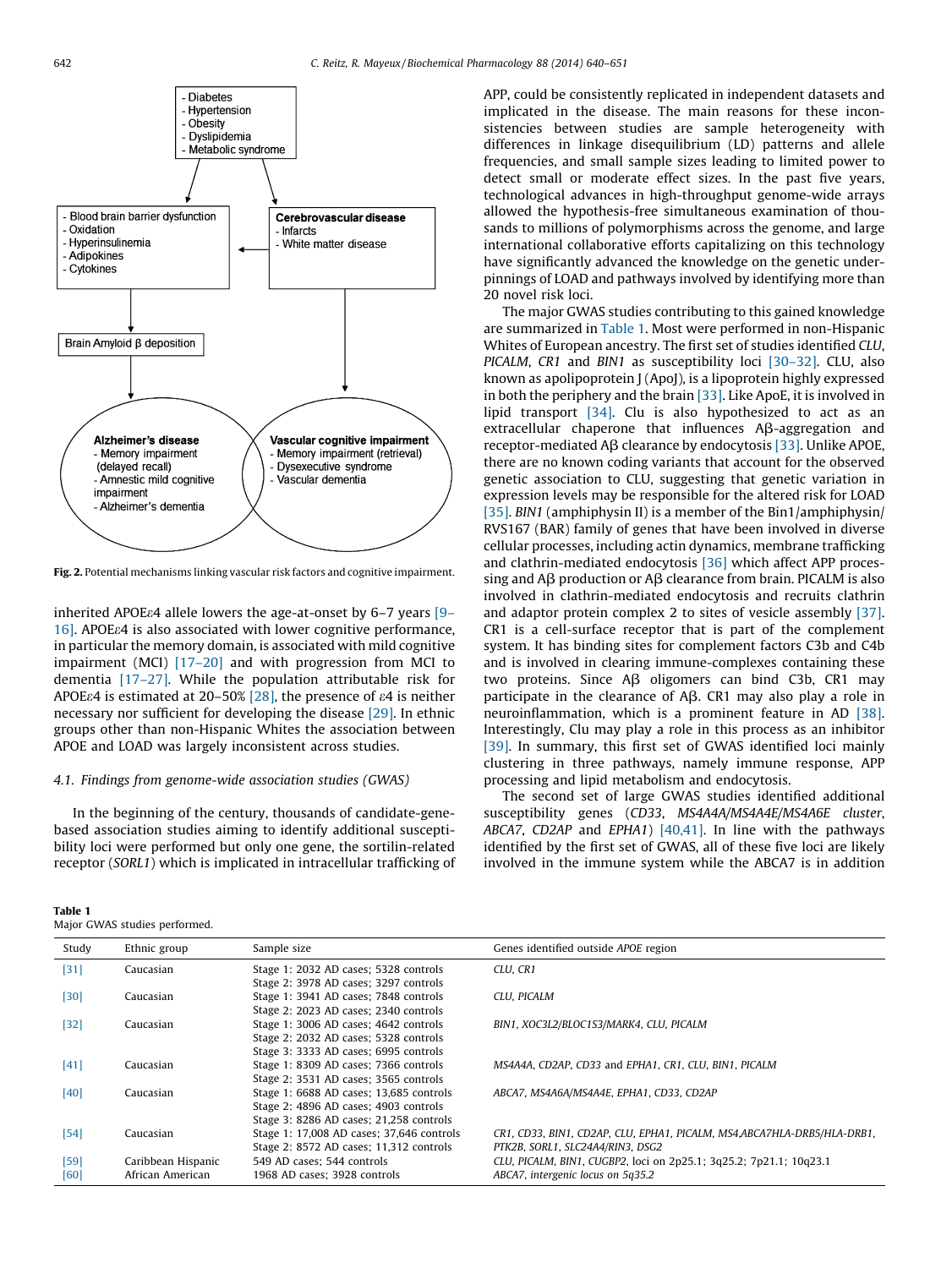**Fig. 2.** Potential mechanisms linking vascular risk factors and cognitive impairment.

inherited APOEε4 allele lowers the age-at-onset by 6–7 years [9–16]. APOEε4 is also associated with lower cognitive performance, in particular the memory domain, is associated with mild cognitive impairment (MCI) [17–20] and with progression from MCI to dementia [17–27]. While the population attributable risk for APOEε4 is estimated at 20–50% [28], the presence of ε4 is neither necessary nor sufficient for developing the disease [29]. In ethnic groups other than non-Hispanic Whites the association between APOE and LOAD was largely inconsistent across studies.

### 4.1. Findings from genome-wide association studies (GWAS)

In the beginning of the century, thousands of candidate-gene-based association studies aiming to identify additional susceptibility loci were performed but only one gene, the sortilin-related receptor (*SORL1*) which is implicated in intracellular trafficking of APP, could be consistently replicated in independent datasets and implicated in the disease. The main reasons for these inconsistencies between studies are sample heterogeneity with differences in linkage disequilibrium (LD) patterns and allele frequencies, and small sample sizes leading to limited power to detect small or moderate effect sizes. In the past five years, technological advances in high-throughput genome-wide arrays allowed the hypothesis-free simultaneous examination of thousands to millions of polymorphisms across the genome, and large international collaborative efforts capitalizing on this technology have significantly advanced the knowledge on the genetic underpinnings of LOAD and pathways involved by identifying more than 20 novel risk loci.

The major GWAS studies contributing to this gained knowledge are summarized in Table 1. Most were performed in non-Hispanic Whites of European ancestry. The first set of studies identified *CLU*, *PICALM*, *CR1* and *BIN1* as susceptibility loci [30–32]. CLU, also known as apolipoprotein J (ApoJ), is a lipoprotein highly expressed in both the periphery and the brain [33]. Like ApoE, it is involved in lipid transport [34]. Clu is also hypothesized to act as an extracellular chaperone that influences Aβ-aggregation and receptor-mediated Aβ clearance by endocytosis [33]. Unlike APOE, there are no known coding variants that account for the observed genetic association to CLU, suggesting that genetic variation in expression levels may be responsible for the altered risk for LOAD [35]. *BIN1* (amphiphysin II) is a member of the Bin1/amphiphysin/RVS167 (BAR) family of genes that have been involved in diverse cellular processes, including actin dynamics, membrane trafficking and clathrin-mediated endocytosis [36] which affect APP processing and Aβ production or Aβ clearance from brain. PICALM is also involved in clathrin-mediated endocytosis and recruits clathrin and adaptor protein complex 2 to sites of vesicle assembly [37]. CR1 is a cell-surface receptor that is part of the complement system. It has binding sites for complement factors C3b and C4b and is involved in clearing immune-complexes containing these two proteins. Since Aβ oligomers can bind C3b, CR1 may participate in the clearance of Aβ. CR1 may also play a role in neuroinflammation, which is a prominent feature in AD [38]. Interestingly, Clu may play a role in this process as an inhibitor [39]. In summary, this first set of GWAS identified loci mainly clustering in three pathways, namely immune response, APP processing and lipid metabolism and endocytosis.

The second set of large GWAS studies identified additional susceptibility genes (*CD33*, *MS4A4A/MS4A4E/MS4A6E cluster*, *ABCA7*, *CD2AP* and *EPHA1*) [40,41]. In line with the pathways identified by the first set of GWAS, all of these five loci are likely involved in the immune system while the ABCA7 is in addition

**Table 1**
Major GWAS studies performed.

| Study | Ethnic group | Sample size | Genes identified outside *APOE* region |
|---|---|---|---|
| [31] | Caucasian | Stage 1: 2032 AD cases; 5328 controls<br>Stage 2: 3978 AD cases; 3297 controls | *CLU, CR1* |
| [30] | Caucasian | Stage 1: 3941 AD cases; 7848 controls<br>Stage 2: 2023 AD cases; 2340 controls | *CLU, PICALM* |
| [32] | Caucasian | Stage 1: 3006 AD cases; 4642 controls<br>Stage 2: 2032 AD cases; 5328 controls<br>Stage 3: 3333 AD cases; 6995 controls | *BIN1, XOC3L2/BLOC1S3/MARK4, CLU, PICALM* |
| [41] | Caucasian | Stage 1: 8309 AD cases; 7366 controls<br>Stage 2: 3531 AD cases; 3565 controls | *MS4A4A, CD2AP, CD33* and *EPHA1, CR1, CLU, BIN1, PICALM* |
| [40] | Caucasian | Stage 1: 6688 AD cases; 13,685 controls<br>Stage 2: 4896 AD cases; 4903 controls<br>Stage 3: 8286 AD cases; 21,258 controls | *ABCA7, MS4A6A/MS4A4E, EPHA1, CD33, CD2AP* |
| [54] | Caucasian | Stage 1: 17,008 AD cases; 37,646 controls<br>Stage 2: 8572 AD cases; 11,312 controls | *CR1, CD33, BIN1, CD2AP, CLU, EPHA1, PICALM, MS4,ABCA7HLA-DRB5/HLA-DRB1, PTK2B, SORL1, SLC24A4/RIN3, DSG2* |
| [59] | Caribbean Hispanic | 549 AD cases; 544 controls | *CLU, PICALM, BIN1, CUGBP2*, loci on 2p25.1; 3q25.2; 7p21.1; 10q23.1 |
| [60] | African American | 1968 AD cases; 3928 controls | *ABCA7*, intergenic locus on 5q35.2 |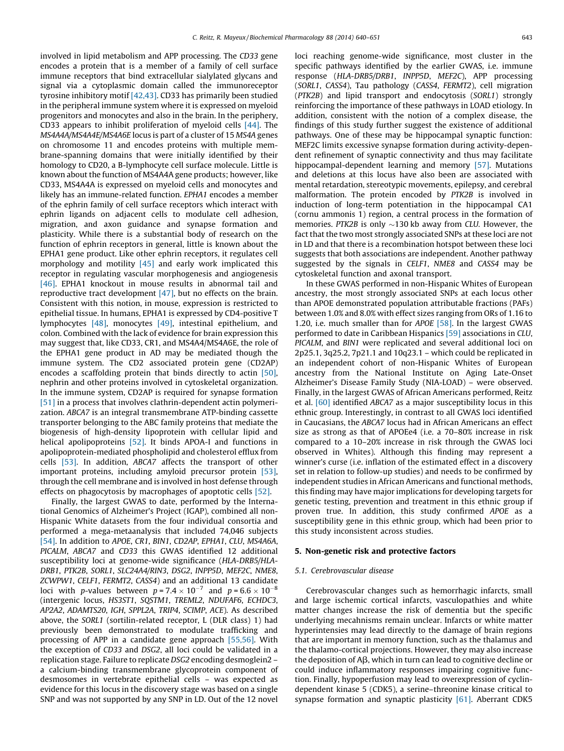involved in lipid metabolism and APP processing. The *CD33* gene encodes a protein that is a member of a family of cell surface immune receptors that bind extracellular sialylated glycans and signal via a cytoplasmic domain called the immunoreceptor tyrosine inhibitory motif [42,43]. CD33 has primarily been studied in the peripheral immune system where it is expressed on myeloid progenitors and monocytes and also in the brain. In the periphery, CD33 appears to inhibit proliferation of myeloid cells [44]. The *MS4A4A/MS4A4E/MS4A6E* locus is part of a cluster of 15 *MS4A* genes on chromosome 11 and encodes proteins with multiple membrane-spanning domains that were initially identified by their homology to CD20, a B-lymphocyte cell surface molecule. Little is known about the function of MS4A4A gene products; however, like CD33, MS4A4A is expressed on myeloid cells and monocytes and likely has an immune-related function. *EPHA1* encodes a member of the ephrin family of cell surface receptors which interact with ephrin ligands on adjacent cells to modulate cell adhesion, migration, and axon guidance and synapse formation and plasticity. While there is a substantial body of research on the function of ephrin receptors in general, little is known about the EPHA1 gene product. Like other ephrin receptors, it regulates cell morphology and motility [45] and early work implicated this receptor in regulating vascular morphogenesis and angiogenesis [46]. EPHA1 knockout in mouse results in abnormal tail and reproductive tract development [47], but no effects on the brain. Consistent with this notion, in mouse, expression is restricted to epithelial tissue. In humans, EPHA1 is expressed by CD4-positive T lymphocytes [48], monocytes [49], intestinal epithelium, and colon. Combined with the lack of evidence for brain expression this may suggest that, like CD33, CR1, and MS4A4/MS4A6E, the role of the EPHA1 gene product in AD may be mediated though the immune system. The CD2 associated protein gene (CD2AP) encodes a scaffolding protein that binds directly to actin [50], nephrin and other proteins involved in cytoskeletal organization. In the immune system, CD2AP is required for synapse formation [51] in a process that involves clathrin-dependent actin polymerization. *ABCA7* is an integral transmembrane ATP-binding cassette transporter belonging to the ABC family proteins that mediate the biogenesis of high-density lipoprotein with cellular lipid and helical apolipoproteins [52]. It binds APOA-I and functions in apolipoprotein-mediated phospholipid and cholesterol efflux from cells [53]. In addition, *ABCA7* affects the transport of other important proteins, including amyloid precursor protein [53], through the cell membrane and is involved in host defense through effects on phagocytosis by macrophages of apoptotic cells [52].

Finally, the largest GWAS to date, performed by the International Genomics of Alzheimer's Project (IGAP), combined all non-Hispanic White datasets from the four individual consortia and performed a mega-metaanalysis that included 74,046 subjects [54]. In addition to *APOE*, *CR1*, *BIN1*, *CD2AP*, *EPHA1*, *CLU*, *MS4A6A*, *PICALM*, *ABCA7* and *CD33* this GWAS identified 12 additional susceptibility loci at genome-wide significance (*HLA-DRB5/HLA-DRB1*, *PTK2B*, *SORL1*, *SLC24A4/RIN3*, *DSG2*, *INPP5D*, *MEF2C*, *NME8*, *ZCWPW1*, *CELF1*, *FERMT2*, *CASS4*) and an additional 13 candidate loci with *p*-values between $p = 7.4 \times 10^{-7}$ and $p = 6.6 \times 10^{-8}$ (intergenic locus, *HS3ST1*, *SQSTM1*, *TREML2*, *NDUFAF6*, *ECHDC3*, *AP2A2*, *ADAMTS20*, *IGH*, *SPPL2A*, *TRIP4*, *SCIMP*, *ACE*). As described above, the *SORL1* (sortilin-related receptor, L (DLR class) 1) had previously been demonstrated to modulate trafficking and processing of APP in a candidate gene approach [55,56]. With the exception of *CD33* and *DSG2*, all loci could be validated in a replication stage. Failure to replicate *DSG2* encoding desmoglein2 – a calcium-binding transmembrane glycoprotein component of desmosomes in vertebrate epithelial cells – was expected as evidence for this locus in the discovery stage was based on a single SNP and was not supported by any SNP in LD. Out of the 12 novel loci reaching genome-wide significance, most cluster in the specific pathways identified by the earlier GWAS, i.e. immune response (*HLA-DRB5/DRB1*, *INPP5D*, *MEF2C*), APP processing (*SORL1*, *CASS4*), Tau pathology (*CASS4*, *FERMT2*), cell migration (*PTK2B*) and lipid transport and endocytosis (*SORL1*) strongly reinforcing the importance of these pathways in LOAD etiology. In addition, consistent with the notion of a complex disease, the findings of this study further suggest the existence of additional pathways. One of these may be hippocampal synaptic function: MEF2C limits excessive synapse formation during activity-dependent refinement of synaptic connectivity and thus may facilitate hippocampal-dependent learning and memory [57]. Mutations and deletions at this locus have also been are associated with mental retardation, stereotypic movements, epilepsy, and cerebral malformation. The protein encoded by *PTK2B* is involved in induction of long-term potentiation in the hippocampal CA1 (cornu ammonis 1) region, a central process in the formation of memories. *PTK2B* is only ~130 kb away from *CLU*. However, the fact that the two most strongly associated SNPs at these loci are not in LD and that there is a recombination hotspot between these loci suggests that both associations are independent. Another pathway suggested by the signals in *CELF1*, *NME8* and *CASS4* may be cytoskeletal function and axonal transport.

In these GWAS performed in non-Hispanic Whites of European ancestry, the most strongly associated SNPs at each locus other than APOE demonstrated population attributable fractions (PAFs) between 1.0% and 8.0% with effect sizes ranging from ORs of 1.16 to 1.20, i.e. much smaller than for *APOE* [58]. In the largest GWAS performed to date in Caribbean Hispanics [59] associations in *CLU*, *PICALM*, and *BIN1* were replicated and several additional loci on 2p25.1, 3q25.2, 7p21.1 and 10q23.1 – which could be replicated in an independent cohort of non-Hispanic Whites of European ancestry from the National Institute on Aging Late-Onset Alzheimer's Disease Family Study (NIA-LOAD) – were observed. Finally, in the largest GWAS of African Americans performed, Reitz et al. [60] identified *ABCA7* as a major susceptibility locus in this ethnic group. Interestingly, in contrast to all GWAS loci identified in Caucasians, the *ABCA7* locus had in African Americans an effect size as strong as that of APOEe4 (i.e. a 70–80% increase in risk compared to a 10–20% increase in risk through the GWAS loci observed in Whites). Although this finding may represent a winner's curse (i.e. inflation of the estimated effect in a discovery set in relation to follow-up studies) and needs to be confirmed by independent studies in African Americans and functional methods, this finding may have major implications for developing targets for genetic testing, prevention and treatment in this ethnic group if proven true. In addition, this study confirmed *APOE* as a susceptibility gene in this ethnic group, which had been prior to this study inconsistent across studies.

## 5. Non-genetic risk and protective factors

### 5.1. Cerebrovascular disease

Cerebrovascular changes such as hemorrhagic infarcts, small and large ischemic cortical infarcts, vasculopathies and white matter changes increase the risk of dementia but the specific underlying mecahnisms remain unclear. Infarcts or white matter hyperintensies may lead directly to the damage of brain regions that are important in memory function, such as the thalamus and the thalamo-cortical projections. However, they may also increase the deposition of Aβ, which in turn can lead to cognitive decline or could induce inflammatory responses impairing cognitive function. Finally, hypoperfusion may lead to overexpression of cyclin-dependent kinase 5 (CDK5), a serine–threonine kinase critical to synapse formation and synaptic plasticity [61]. Aberrant CDK5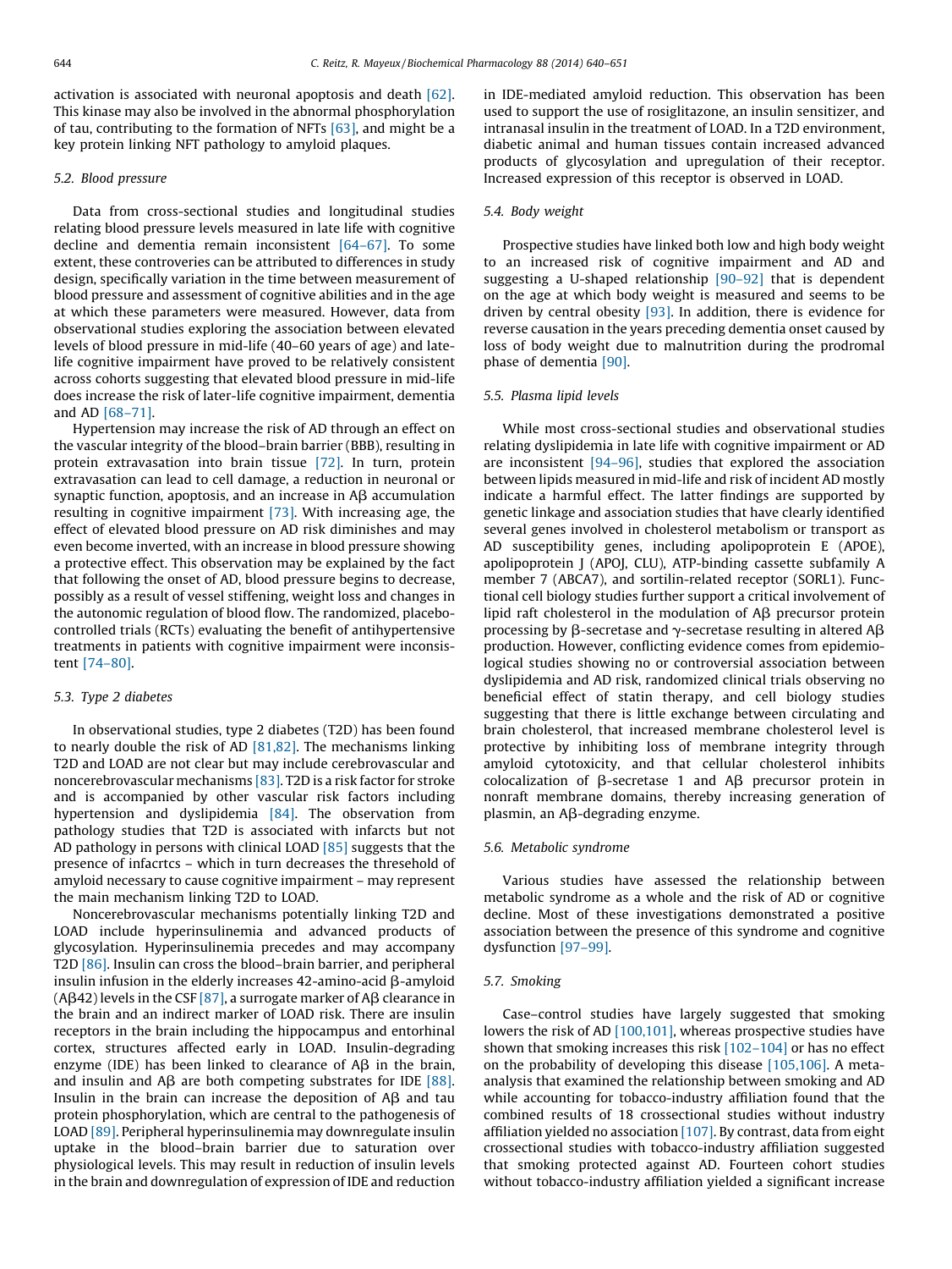activation is associated with neuronal apoptosis and death [62]. This kinase may also be involved in the abnormal phosphorylation of tau, contributing to the formation of NFTs [63], and might be a key protein linking NFT pathology to amyloid plaques.

### 5.2. Blood pressure

Data from cross-sectional studies and longitudinal studies relating blood pressure levels measured in late life with cognitive decline and dementia remain inconsistent [64–67]. To some extent, these controveries can be attributed to differences in study design, specifically variation in the time between measurement of blood pressure and assessment of cognitive abilities and in the age at which these parameters were measured. However, data from observational studies exploring the association between elevated levels of blood pressure in mid-life (40–60 years of age) and late-life cognitive impairment have proved to be relatively consistent across cohorts suggesting that elevated blood pressure in mid-life does increase the risk of later-life cognitive impairment, dementia and AD [68–71].

Hypertension may increase the risk of AD through an effect on the vascular integrity of the blood–brain barrier (BBB), resulting in protein extravasation into brain tissue [72]. In turn, protein extravasation can lead to cell damage, a reduction in neuronal or synaptic function, apoptosis, and an increase in Aβ accumulation resulting in cognitive impairment [73]. With increasing age, the effect of elevated blood pressure on AD risk diminishes and may even become inverted, with an increase in blood pressure showing a protective effect. This observation may be explained by the fact that following the onset of AD, blood pressure begins to decrease, possibly as a result of vessel stiffening, weight loss and changes in the autonomic regulation of blood flow. The randomized, placebo-controlled trials (RCTs) evaluating the benefit of antihypertensive treatments in patients with cognitive impairment were inconsistent [74–80].

### 5.3. Type 2 diabetes

In observational studies, type 2 diabetes (T2D) has been found to nearly double the risk of AD [81,82]. The mechanisms linking T2D and LOAD are not clear but may include cerebrovascular and noncerebrovascular mechanisms [83]. T2D is a risk factor for stroke and is accompanied by other vascular risk factors including hypertension and dyslipidemia [84]. The observation from pathology studies that T2D is associated with infarcts but not AD pathology in persons with clinical LOAD [85] suggests that the presence of infacrtcs – which in turn decreases the thresehold of amyloid necessary to cause cognitive impairment – may represent the main mechanism linking T2D to LOAD.

Noncerebrovascular mechanisms potentially linking T2D and LOAD include hyperinsulinemia and advanced products of glycosylation. Hyperinsulinemia precedes and may accompany T2D [86]. Insulin can cross the blood–brain barrier, and peripheral insulin infusion in the elderly increases 42-amino-acid β-amyloid (Aβ42) levels in the CSF [87], a surrogate marker of Aβ clearance in the brain and an indirect marker of LOAD risk. There are insulin receptors in the brain including the hippocampus and entorhinal cortex, structures affected early in LOAD. Insulin-degrading enzyme (IDE) has been linked to clearance of Aβ in the brain, and insulin and Aβ are both competing substrates for IDE [88]. Insulin in the brain can increase the deposition of Aβ and tau protein phosphorylation, which are central to the pathogenesis of LOAD [89]. Peripheral hyperinsulinemia may downregulate insulin uptake in the blood–brain barrier due to saturation over physiological levels. This may result in reduction of insulin levels in the brain and downregulation of expression of IDE and reduction in IDE-mediated amyloid reduction. This observation has been used to support the use of rosiglitazone, an insulin sensitizer, and intranasal insulin in the treatment of LOAD. In a T2D environment, diabetic animal and human tissues contain increased advanced products of glycosylation and upregulation of their receptor. Increased expression of this receptor is observed in LOAD.

### 5.4. Body weight

Prospective studies have linked both low and high body weight to an increased risk of cognitive impairment and AD and suggesting a U-shaped relationship [90–92] that is dependent on the age at which body weight is measured and seems to be driven by central obesity [93]. In addition, there is evidence for reverse causation in the years preceding dementia onset caused by loss of body weight due to malnutrition during the prodromal phase of dementia [90].

### 5.5. Plasma lipid levels

While most cross-sectional studies and observational studies relating dyslipidemia in late life with cognitive impairment or AD are inconsistent [94–96], studies that explored the association between lipids measured in mid-life and risk of incident AD mostly indicate a harmful effect. The latter findings are supported by genetic linkage and association studies that have clearly identified several genes involved in cholesterol metabolism or transport as AD susceptibility genes, including apolipoprotein E (APOE), apolipoprotein J (APOJ, CLU), ATP-binding cassette subfamily A member 7 (ABCA7), and sortilin-related receptor (SORL1). Functional cell biology studies further support a critical involvement of lipid raft cholesterol in the modulation of Aβ precursor protein processing by β-secretase and γ-secretase resulting in altered Aβ production. However, conflicting evidence comes from epidemiological studies showing no or controversial association between dyslipidemia and AD risk, randomized clinical trials observing no beneficial effect of statin therapy, and cell biology studies suggesting that there is little exchange between circulating and brain cholesterol, that increased membrane cholesterol level is protective by inhibiting loss of membrane integrity through amyloid cytotoxicity, and that cellular cholesterol inhibits colocalization of β-secretase 1 and Aβ precursor protein in nonraft membrane domains, thereby increasing generation of plasmin, an Aβ-degrading enzyme.

### 5.6. Metabolic syndrome

Various studies have assessed the relationship between metabolic syndrome as a whole and the risk of AD or cognitive decline. Most of these investigations demonstrated a positive association between the presence of this syndrome and cognitive dysfunction [97–99].

### 5.7. Smoking

Case–control studies have largely suggested that smoking lowers the risk of AD [100,101], whereas prospective studies have shown that smoking increases this risk [102–104] or has no effect on the probability of developing this disease [105,106]. A meta-analysis that examined the relationship between smoking and AD while accounting for tobacco-industry affiliation found that the combined results of 18 crossectional studies without industry affiliation yielded no association [107]. By contrast, data from eight crossectional studies with tobacco-industry affiliation suggested that smoking protected against AD. Fourteen cohort studies without tobacco-industry affiliation yielded a significant increase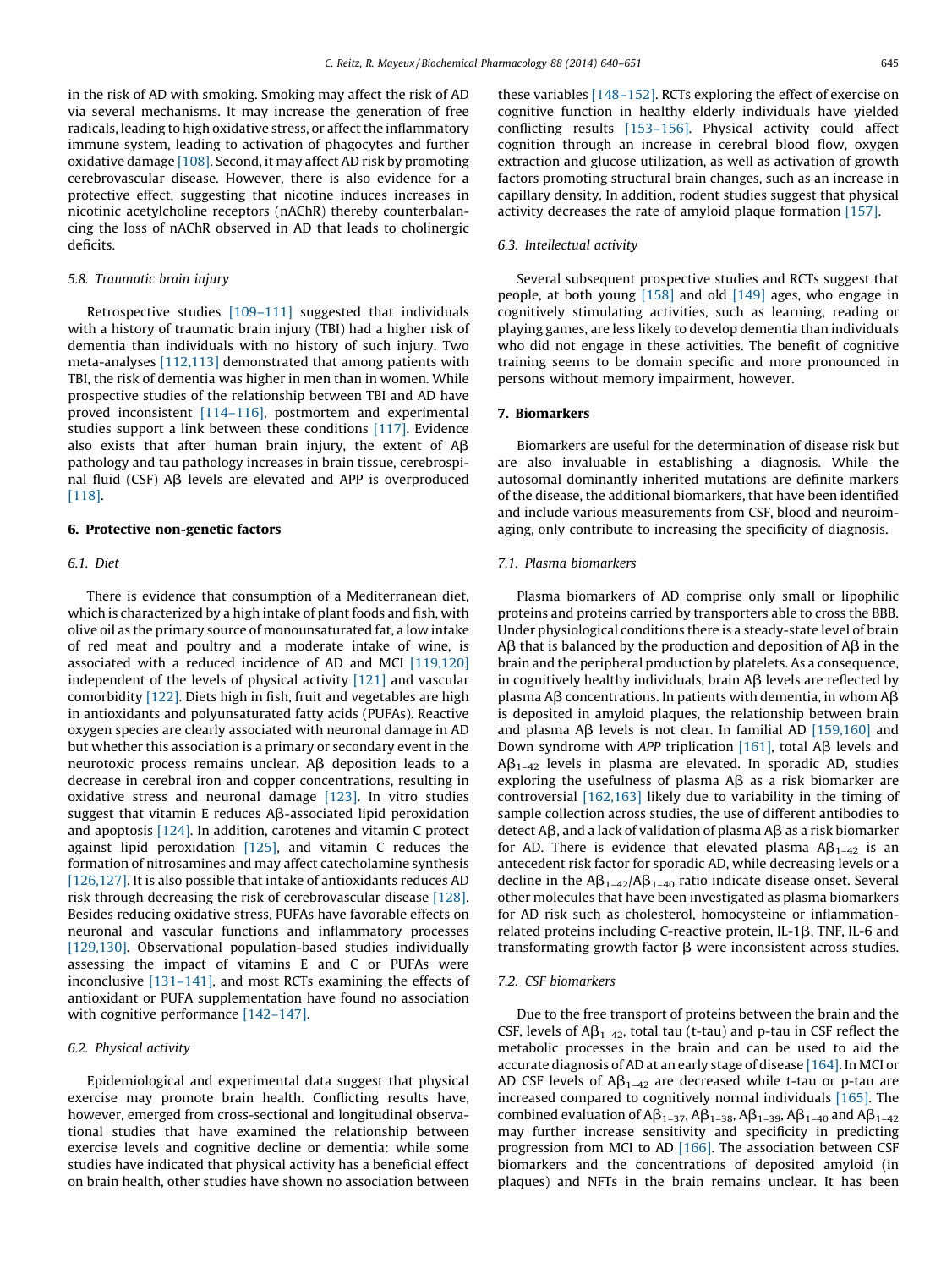in the risk of AD with smoking. Smoking may affect the risk of AD via several mechanisms. It may increase the generation of free radicals, leading to high oxidative stress, or affect the inflammatory immune system, leading to activation of phagocytes and further oxidative damage [108]. Second, it may affect AD risk by promoting cerebrovascular disease. However, there is also evidence for a protective effect, suggesting that nicotine induces increases in nicotinic acetylcholine receptors (nAChR) thereby counterbalancing the loss of nAChR observed in AD that leads to cholinergic deficits.

### 5.8. Traumatic brain injury

Retrospective studies [109–111] suggested that individuals with a history of traumatic brain injury (TBI) had a higher risk of dementia than individuals with no history of such injury. Two meta-analyses [112,113] demonstrated that among patients with TBI, the risk of dementia was higher in men than in women. While prospective studies of the relationship between TBI and AD have proved inconsistent [114–116], postmortem and experimental studies support a link between these conditions [117]. Evidence also exists that after human brain injury, the extent of Aβ pathology and tau pathology increases in brain tissue, cerebrospinal fluid (CSF) Aβ levels are elevated and APP is overproduced [118].

## 6. Protective non-genetic factors

### 6.1. Diet

There is evidence that consumption of a Mediterranean diet, which is characterized by a high intake of plant foods and fish, with olive oil as the primary source of monounsaturated fat, a low intake of red meat and poultry and a moderate intake of wine, is associated with a reduced incidence of AD and MCI [119,120] independent of the levels of physical activity [121] and vascular comorbidity [122]. Diets high in fish, fruit and vegetables are high in antioxidants and polyunsaturated fatty acids (PUFAs). Reactive oxygen species are clearly associated with neuronal damage in AD but whether this association is a primary or secondary event in the neurotoxic process remains unclear. Aβ deposition leads to a decrease in cerebral iron and copper concentrations, resulting in oxidative stress and neuronal damage [123]. In vitro studies suggest that vitamin E reduces Aβ-associated lipid peroxidation and apoptosis [124]. In addition, carotenes and vitamin C protect against lipid peroxidation [125], and vitamin C reduces the formation of nitrosamines and may affect catecholamine synthesis [126,127]. It is also possible that intake of antioxidants reduces AD risk through decreasing the risk of cerebrovascular disease [128]. Besides reducing oxidative stress, PUFAs have favorable effects on neuronal and vascular functions and inflammatory processes [129,130]. Observational population-based studies individually assessing the impact of vitamins E and C or PUFAs were inconclusive [131–141], and most RCTs examining the effects of antioxidant or PUFA supplementation have found no association with cognitive performance [142–147].

### 6.2. Physical activity

Epidemiological and experimental data suggest that physical exercise may promote brain health. Conflicting results have, however, emerged from cross-sectional and longitudinal observational studies that have examined the relationship between exercise levels and cognitive decline or dementia: while some studies have indicated that physical activity has a beneficial effect on brain health, other studies have shown no association between these variables [148–152]. RCTs exploring the effect of exercise on cognitive function in healthy elderly individuals have yielded conflicting results [153–156]. Physical activity could affect cognition through an increase in cerebral blood flow, oxygen extraction and glucose utilization, as well as activation of growth factors promoting structural brain changes, such as an increase in capillary density. In addition, rodent studies suggest that physical activity decreases the rate of amyloid plaque formation [157].

### 6.3. Intellectual activity

Several subsequent prospective studies and RCTs suggest that people, at both young [158] and old [149] ages, who engage in cognitively stimulating activities, such as learning, reading or playing games, are less likely to develop dementia than individuals who did not engage in these activities. The benefit of cognitive training seems to be domain specific and more pronounced in persons without memory impairment, however.

## 7. Biomarkers

Biomarkers are useful for the determination of disease risk but are also invaluable in establishing a diagnosis. While the autosomal dominantly inherited mutations are definite markers of the disease, the additional biomarkers, that have been identified and include various measurements from CSF, blood and neuroimaging, only contribute to increasing the specificity of diagnosis.

### 7.1. Plasma biomarkers

Plasma biomarkers of AD comprise only small or lipophilic proteins and proteins carried by transporters able to cross the BBB. Under physiological conditions there is a steady-state level of brain Aβ that is balanced by the production and deposition of Aβ in the brain and the peripheral production by platelets. As a consequence, in cognitively healthy individuals, brain Aβ levels are reflected by plasma Aβ concentrations. In patients with dementia, in whom Aβ is deposited in amyloid plaques, the relationship between brain and plasma Aβ levels is not clear. In familial AD [159,160] and Down syndrome with *APP* triplication [161], total Aβ levels and $A\beta_{1-42}$ levels in plasma are elevated. In sporadic AD, studies exploring the usefulness of plasma Aβ as a risk biomarker are controversial [162,163] likely due to variability in the timing of sample collection across studies, the use of different antibodies to detect Aβ, and a lack of validation of plasma Aβ as a risk biomarker for AD. There is evidence that elevated plasma $A\beta_{1-42}$ is an antecedent risk factor for sporadic AD, while decreasing levels or a decline in the $A\beta_{1-42}/A\beta_{1-40}$ ratio indicate disease onset. Several other molecules that have been investigated as plasma biomarkers for AD risk such as cholesterol, homocysteine or inflammation-related proteins including C-reactive protein, IL-1β, TNF, IL-6 and transforming growth factor β were inconsistent across studies.

### 7.2. CSF biomarkers

Due to the free transport of proteins between the brain and the CSF, levels of $A\beta_{1-42}$, total tau (t-tau) and p-tau in CSF reflect the metabolic processes in the brain and can be used to aid the accurate diagnosis of AD at an early stage of disease [164]. In MCI or AD CSF levels of $A\beta_{1-42}$ are decreased while t-tau or p-tau are increased compared to cognitively normal individuals [165]. The combined evaluation of $A\beta_{1-37}$, $A\beta_{1-38}$, $A\beta_{1-39}$, $A\beta_{1-40}$ and $A\beta_{1-42}$ may further increase sensitivity and specificity in predicting progression from MCI to AD [166]. The association between CSF biomarkers and the concentrations of deposited amyloid (in plaques) and NFTs in the brain remains unclear. It has been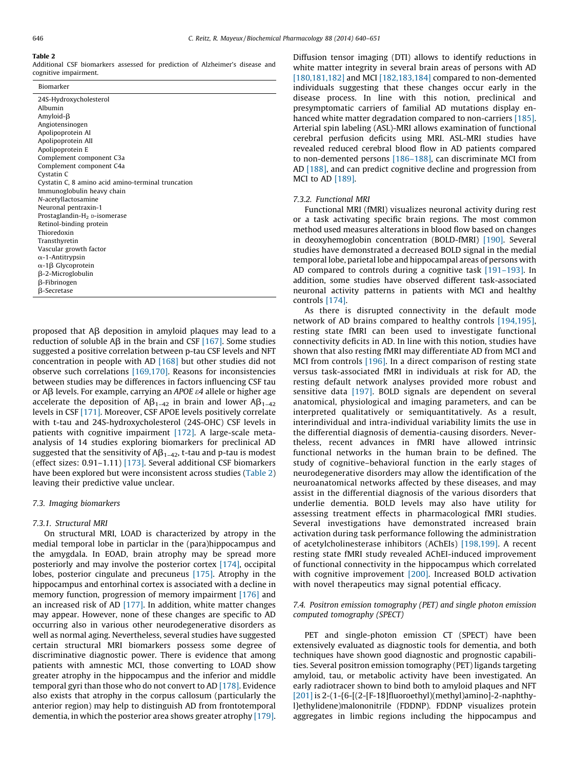**Table 2**
Additional CSF biomarkers assessed for prediction of Alzheimer's disease and cognitive impairment.

| Biomarker |
| --- |
| 24S-Hydroxycholesterol |
| Albumin |
| Amyloid-β |
| Angiotensinogen |
| Apolipoprotein AI |
| Apolipoprotein AII |
| Apolipoprotein E |
| Complement component C3a |
| Complement component C4a |
| Cystatin C |
| Cystatin C, 8 amino acid amino-terminal truncation |
| Immunoglobulin heavy chain |
| *N*-acetyllactosamine |
| Neuronal pentraxin-1 |
| Prostaglandin-$H_2$ D-isomerase |
| Retinol-binding protein |
| Thioredoxin |
| Transthyretin |
| Vascular growth factor |
| α-1-Antitrypsin |
| α-1β Glycoprotein |
| β-2-Microglobulin |
| β-Fibrinogen |
| β-Secretase |

proposed that Aβ deposition in amyloid plaques may lead to a reduction of soluble Aβ in the brain and CSF [167]. Some studies suggested a positive correlation between p-tau CSF levels and NFT concentration in people with AD [168] but other studies did not observe such correlations [169,170]. Reasons for inconsistencies between studies may be differences in factors influencing CSF tau or Aβ levels. For example, carrying an *APOE ε4* allele or higher age accelerate the deposition of $A\beta_{1-42}$ in brain and lower $A\beta_{1-42}$ levels in CSF [171]. Moreover, CSF APOE levels positively correlate with t-tau and 24S-hydroxycholesterol (24S-OHC) CSF levels in patients with cognitive impairment [172]. A large-scale meta-analysis of 14 studies exploring biomarkers for preclinical AD suggested that the sensitivity of $A\beta_{1-42}$, t-tau and p-tau is modest (effect sizes: 0.91–1.11) [173]. Several additional CSF biomarkers have been explored but were inconsistent across studies (Table 2) leaving their predictive value unclear.

### 7.3. Imaging biomarkers

#### 7.3.1. Structural MRI

On structural MRI, LOAD is characterized by atropy in the medial temporal lobe in particular in the (para)hippocampus and the amygdala. In EOAD, brain atrophy may be spread more posteriorly and may involve the posterior cortex [174], occipital lobes, posterior cingulate and precuneus [175]. Atrophy in the hippocampus and entorhinal cortex is associated with a decline in memory function, progression of memory impairment [176] and an increased risk of AD [177]. In addition, white matter changes may appear. However, none of these changes are specific to AD occurring also in various other neurodegenerative disorders as well as normal aging. Nevertheless, several studies have suggested certain structural MRI biomarkers possess some degree of discriminative diagnostic power. There is evidence that among patients with amnestic MCI, those converting to LOAD show greater atrophy in the hippocampus and the inferior and middle temporal gyri than those who do not convert to AD [178]. Evidence also exists that atrophy in the corpus callosum (particularly the anterior region) may help to distinguish AD from frontotemporal dementia, in which the posterior area shows greater atrophy [179]. Diffusion tensor imaging (DTI) allows to identify reductions in white matter integrity in several brain areas of persons with AD [180,181,182] and MCI [182,183,184] compared to non-demented individuals suggesting that these changes occur early in the disease process. In line with this notion, preclinical and presymptomatic carriers of familial AD mutations display enhanced white matter degradation compared to non-carriers [185]. Arterial spin labeling (ASL)-MRI allows examination of functional cerebral perfusion deficits using MRI. ASL-MRI studies have revealed reduced cerebral blood flow in AD patients compared to non-demented persons [186–188], can discriminate MCI from AD [188], and can predict cognitive decline and progression from MCI to AD [189].

#### 7.3.2. Functional MRI

Functional MRI (fMRI) visualizes neuronal activity during rest or a task activating specific brain regions. The most common method used measures alterations in blood flow based on changes in deoxyhemoglobin concentration (BOLD-fMRI) [190]. Several studies have demonstrated a decreased BOLD signal in the medial temporal lobe, parietal lobe and hippocampal areas of persons with AD compared to controls during a cognitive task [191–193]. In addition, some studies have observed different task-associated neuronal activity patterns in patients with MCI and healthy controls [174].

As there is disrupted connectivity in the default mode network of AD brains compared to healthy controls [194,195], resting state fMRI can been used to investigate functional connectivity deficits in AD. In line with this notion, studies have shown that also resting fMRI may differentiate AD from MCI and MCI from controls [196]. In a direct comparison of resting state versus task-associated fMRI in individuals at risk for AD, the resting default network analyses provided more robust and sensitive data [197]. BOLD signals are dependent on several anatomical, physiological and imaging parameters, and can be interpreted qualitatively or semiquantitatively. As a result, interindividual and intra-individual variability limits the use in the differential diagnosis of dementia-causing disorders. Nevertheless, recent advances in fMRI have allowed intrinsic functional networks in the human brain to be defined. The study of cognitive–behavioral function in the early stages of neurodegenerative disorders may allow the identification of the neuroanatomical networks affected by these diseases, and may assist in the differential diagnosis of the various disorders that underlie dementia. BOLD levels may also have utility for assessing treatment effects in pharmacological fMRI studies. Several investigations have demonstrated increased brain activation during task performance following the administration of acetylcholinesterase inhibitors (AChEIs) [198,199]. A recent resting state fMRI study revealed AChEI-induced improvement of functional connectivity in the hippocampus which correlated with cognitive improvement [200]. Increased BOLD activation with novel therapeutics may signal potential efficacy.

### 7.4. Positron emission tomography (PET) and single photon emission computed tomography (SPECT)

PET and single-photon emission CT (SPECT) have been extensively evaluated as diagnostic tools for dementia, and both techniques have shown good diagnostic and prognostic capabilities. Several positron emission tomography (PET) ligands targeting amyloid, tau, or metabolic activity have been investigated. An early radiotracer shown to bind both to amyloid plaques and NFT [201] is 2-(1-{6-[(2-[F-18]fluoroethyl)(methyl)amino]-2-naphthyl}ethylidene)malononitrile (FDDNP). FDDNP visualizes protein aggregates in limbic regions including the hippocampus and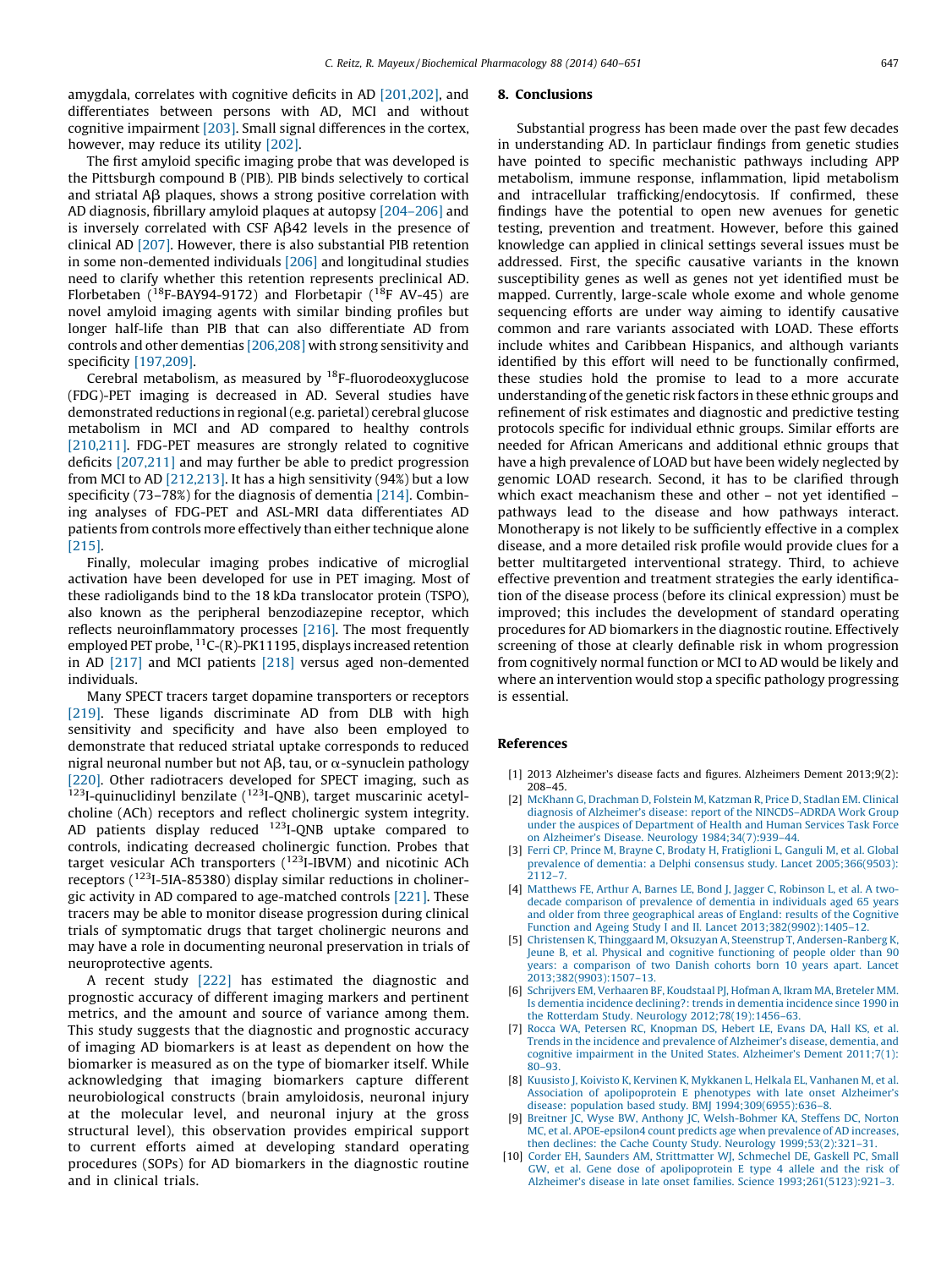amygdala, correlates with cognitive deficits in AD [201,202], and differentiates between persons with AD, MCI and without cognitive impairment [203]. Small signal differences in the cortex, however, may reduce its utility [202].

The first amyloid specific imaging probe that was developed is the Pittsburgh compound B (PIB). PIB binds selectively to cortical and striatal Aβ plaques, shows a strong positive correlation with AD diagnosis, fibrillary amyloid plaques at autopsy [204–206] and is inversely correlated with CSF Aβ42 levels in the presence of clinical AD [207]. However, there is also substantial PIB retention in some non-demented individuals [206] and longitudinal studies need to clarify whether this retention represents preclinical AD. Florbetaben ($^{18}$F-BAY94-9172) and Florbetapir ($^{18}$F AV-45) are novel amyloid imaging agents with similar binding profiles but longer half-life than PIB that can also differentiate AD from controls and other dementias [206,208] with strong sensitivity and specificity [197,209].

Cerebral metabolism, as measured by $^{18}$F-fluorodeoxyglucose (FDG)-PET imaging is decreased in AD. Several studies have demonstrated reductions in regional (e.g. parietal) cerebral glucose metabolism in MCI and AD compared to healthy controls [210,211]. FDG-PET measures are strongly related to cognitive deficits [207,211] and may further be able to predict progression from MCI to AD [212,213]. It has a high sensitivity (94%) but a low specificity (73–78%) for the diagnosis of dementia [214]. Combining analyses of FDG-PET and ASL-MRI data differentiates AD patients from controls more effectively than either technique alone [215].

Finally, molecular imaging probes indicative of microglial activation have been developed for use in PET imaging. Most of these radioligands bind to the 18 kDa translocator protein (TSPO), also known as the peripheral benzodiazepine receptor, which reflects neuroinflammatory processes [216]. The most frequently employed PET probe, $^{11}$C-(R)-PK11195, displays increased retention in AD [217] and MCI patients [218] versus aged non-demented individuals.

Many SPECT tracers target dopamine transporters or receptors [219]. These ligands discriminate AD from DLB with high sensitivity and specificity and have also been employed to demonstrate that reduced striatal uptake corresponds to reduced nigral neuronal number but not Aβ, tau, or α-synuclein pathology [220]. Other radiotracers developed for SPECT imaging, such as $^{123}$I-quinuclidinyl benzilate ($^{123}$I-QNB), target muscarinic acetylcholine (ACh) receptors and reflect cholinergic system integrity. AD patients display reduced $^{123}$I-QNB uptake compared to controls, indicating decreased cholinergic function. Probes that target vesicular ACh transporters ($^{123}$I-IBVM) and nicotinic ACh receptors ($^{123}$I-5IA-85380) display similar reductions in cholinergic activity in AD compared to age-matched controls [221]. These tracers may be able to monitor disease progression during clinical trials of symptomatic drugs that target cholinergic neurons and may have a role in documenting neuronal preservation in trials of neuroprotective agents.

A recent study [222] has estimated the diagnostic and prognostic accuracy of different imaging markers and pertinent metrics, and the amount and source of variance among them. This study suggests that the diagnostic and prognostic accuracy of imaging AD biomarkers is at least as dependent on how the biomarker is measured as on the type of biomarker itself. While acknowledging that imaging biomarkers capture different neurobiological constructs (brain amyloidosis, neuronal injury at the molecular level, and neuronal injury at the gross structural level), this observation provides empirical support to current efforts aimed at developing standard operating procedures (SOPs) for AD biomarkers in the diagnostic routine and in clinical trials.

## 8. Conclusions

Substantial progress has been made over the past few decades in understanding AD. In particlaur findings from genetic studies have pointed to specific mechanistic pathways including APP metabolism, immune response, inflammation, lipid metabolism and intracellular trafficking/endocytosis. If confirmed, these findings have the potential to open new avenues for genetic testing, prevention and treatment. However, before this gained knowledge can applied in clinical settings several issues must be addressed. First, the specific causative variants in the known susceptibility genes as well as genes not yet identified must be mapped. Currently, large-scale whole exome and whole genome sequencing efforts are under way aiming to identify causative common and rare variants associated with LOAD. These efforts include whites and Caribbean Hispanics, and although variants identified by this effort will need to be functionally confirmed, these studies hold the promise to lead to a more accurate understanding of the genetic risk factors in these ethnic groups and refinement of risk estimates and diagnostic and predictive testing protocols specific for individual ethnic groups. Similar efforts are needed for African Americans and additional ethnic groups that have a high prevalence of LOAD but have been widely neglected by genomic LOAD research. Second, it has to be clarified through which exact meachanism these and other – not yet identified – pathways lead to the disease and how pathways interact. Monotherapy is not likely to be sufficiently effective in a complex disease, and a more detailed risk profile would provide clues for a better multitargeted interventional strategy. Third, to achieve effective prevention and treatment strategies the early identification of the disease process (before its clinical expression) must be improved; this includes the development of standard operating procedures for AD biomarkers in the diagnostic routine. Effectively screening of those at clearly definable risk in whom progression from cognitively normal function or MCI to AD would be likely and where an intervention would stop a specific pathology progressing is essential.

## References

[1] 2013 Alzheimer's disease facts and figures. Alzheimers Dement 2013;9(2): 208–45.

[2] McKhann G, Drachman D, Folstein M, Katzman R, Price D, Stadlan EM. Clinical diagnosis of Alzheimer's disease: report of the NINCDS–ADRDA Work Group under the auspices of Department of Health and Human Services Task Force on Alzheimer's Disease. Neurology 1984;34(7):939–44.

[3] Ferri CP, Prince M, Brayne C, Brodaty H, Fratiglioni L, Ganguli M, et al. Global prevalence of dementia: a Delphi consensus study. Lancet 2005;366(9503): 2112–7.

[4] Matthews FE, Arthur A, Barnes LE, Bond J, Jagger C, Robinson L, et al. A two-decade comparison of prevalence of dementia in individuals aged 65 years and older from three geographical areas of England: results of the Cognitive Function and Ageing Study I and II. Lancet 2013;382(9902):1405–12.

[5] Christensen K, Thinggaard M, Oksuzyan A, Steenstrup T, Andersen-Ranberg K, Jeune B, et al. Physical and cognitive functioning of people older than 90 years: a comparison of two Danish cohorts born 10 years apart. Lancet 2013;382(9903):1507–13.

[6] Schrijvers EM, Verhaaren BF, Koudstaal PJ, Hofman A, Ikram MA, Breteler MM. Is dementia incidence declining?: trends in dementia incidence since 1990 in the Rotterdam Study. Neurology 2012;78(19):1456–63.

[7] Rocca WA, Petersen RC, Knopman DS, Hebert LE, Evans DA, Hall KS, et al. Trends in the incidence and prevalence of Alzheimer's disease, dementia, and cognitive impairment in the United States. Alzheimer's Dement 2011;7(1): 80–93.

[8] Kuusisto J, Koivisto K, Kervinen K, Mykkanen L, Helkala EL, Vanhanen M, et al. Association of apolipoprotein E phenotypes with late onset Alzheimer's disease: population based study. BMJ 1994;309(6955):636–8.

[9] Breitner JC, Wyse BW, Anthony JC, Welsh-Bohmer KA, Steffens DC, Norton MC, et al. APOE-epsilon4 count predicts age when prevalence of AD increases, then declines: the Cache County Study. Neurology 1999;53(2):321–31.

[10] Corder EH, Saunders AM, Strittmatter WJ, Schmechel DE, Gaskell PC, Small GW, et al. Gene dose of apolipoprotein E type 4 allele and the risk of Alzheimer's disease in late onset families. Science 1993;261(5123):921–3.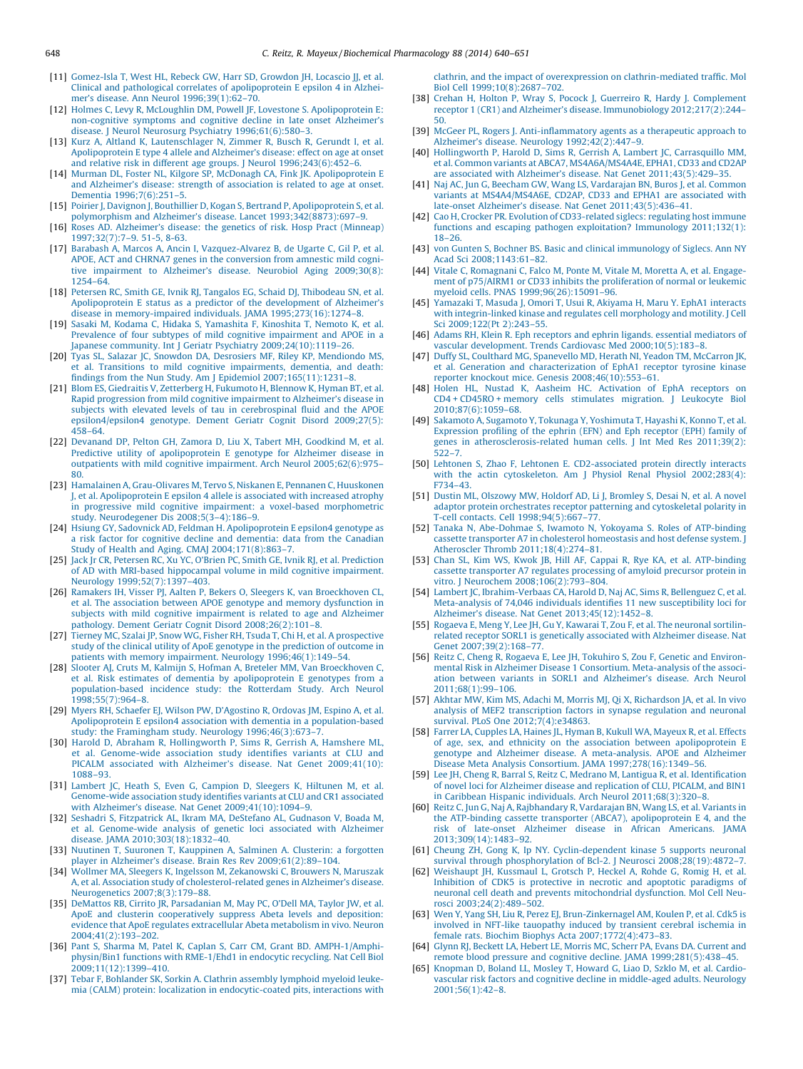[11] Gomez-Isla T, West HL, Rebeck GW, Harr SD, Growdon JH, Locascio JJ, et al. Clinical and pathological correlates of apolipoprotein E epsilon 4 in Alzheimer's disease. Ann Neurol 1996;39(1):62–70.

[12] Holmes C, Levy R, McLoughlin DM, Powell JF, Lovestone S. Apolipoprotein E: non-cognitive symptoms and cognitive decline in late onset Alzheimer's disease. J Neurol Neurosurg Psychiatry 1996;61(6):580–3.

[13] Kurz A, Altland K, Lautenschlager N, Zimmer R, Busch R, Gerundt I, et al. Apolipoprotein E type 4 allele and Alzheimer's disease: effect on age at onset and relative risk in different age groups. J Neurol 1996;243(6):452–6.

[14] Murman DL, Foster NL, Kilgore SP, McDonagh CA, Fink JK. Apolipoprotein E and Alzheimer's disease: strength of association is related to age at onset. Dementia 1996;7(6):251–5.

[15] Poirier J, Davignon J, Bouthillier D, Kogan S, Bertrand P, Apolipoprotein S, et al. polymorphism and Alzheimer's disease. Lancet 1993;342(8873):697–9.

[16] Roses AD. Alzheimer's disease: the genetics of risk. Hosp Pract (Minneap) 1997;32(7):7–9. 51-5, 8-63.

[17] Barabash A, Marcos A, Ancin I, Vazquez-Alvarez B, de Ugarte C, Gil P, et al. APOE, ACT and CHRNA7 genes in the conversion from amnestic mild cognitive impairment to Alzheimer's disease. Neurobiol Aging 2009;30(8): 1254–64.

[18] Petersen RC, Smith GE, Ivnik RJ, Tangalos EG, Schaid DJ, Thibodeau SN, et al. Apolipoprotein E status as a predictor of the development of Alzheimer's disease in memory-impaired individuals. JAMA 1995;273(16):1274–8.

[19] Sasaki M, Kodama C, Hidaka S, Yamashita F, Kinoshita T, Nemoto K, et al. Prevalence of four subtypes of mild cognitive impairment and APOE in a Japanese community. Int J Geriatr Psychiatry 2009;24(10):1119–26.

[20] Tyas SL, Salazar JC, Snowdon DA, Desrosiers MF, Riley KP, Mendiondo MS, et al. Transitions to mild cognitive impairments, dementia, and death: findings from the Nun Study. Am J Epidemiol 2007;165(11):1231–8.

[21] Blom ES, Giedraitis V, Zetterberg H, Fukumoto H, Blennow K, Hyman BT, et al. Rapid progression from mild cognitive impairment to Alzheimer's disease in subjects with elevated levels of tau in cerebrospinal fluid and the APOE epsilon4/epsilon4 genotype. Dement Geriatr Cognit Disord 2009;27(5): 458–64.

[22] Devanand DP, Pelton GH, Zamora D, Liu X, Tabert MH, Goodkind M, et al. Predictive utility of apolipoprotein E genotype for Alzheimer disease in outpatients with mild cognitive impairment. Arch Neurol 2005;62(6):975–80.

[23] Hamalainen A, Grau-Olivares M, Tervo S, Niskanen E, Pennanen C, Huuskonen J, et al. Apolipoprotein E epsilon 4 allele is associated with increased atrophy in progressive mild cognitive impairment: a voxel-based morphometric study. Neurodegener Dis 2008;5(3–4):186–9.

[24] Hsiung GY, Sadovnick AD, Feldman H. Apolipoprotein E epsilon4 genotype as a risk factor for cognitive decline and dementia: data from the Canadian Study of Health and Aging. CMAJ 2004;171(8):863–7.

[25] Jack Jr CR, Petersen RC, Xu YC, O'Brien PC, Smith GE, Ivnik RJ, et al. Prediction of AD with MRI-based hippocampal volume in mild cognitive impairment. Neurology 1999;52(7):1397–403.

[26] Ramakers IH, Visser PJ, Aalten P, Bekers O, Sleegers K, van Broeckhoven CL, et al. The association between APOE genotype and memory dysfunction in subjects with mild cognitive impairment is related to age and Alzheimer pathology. Dement Geriatr Cognit Disord 2008;26(2):101–8.

[27] Tierney MC, Szalai JP, Snow WG, Fisher RH, Tsuda T, Chi H, et al. A prospective study of the clinical utility of ApoE genotype in the prediction of outcome in patients with memory impairment. Neurology 1996;46(1):149–54.

[28] Slooter AJ, Cruts M, Kalmijn S, Hofman A, Breteler MM, Van Broeckhoven C, et al. Risk estimates of dementia by apolipoprotein E genotypes from a population-based incidence study: the Rotterdam Study. Arch Neurol 1998;55(7):964–8.

[29] Myers RH, Schaefer EJ, Wilson PW, D'Agostino R, Ordovas JM, Espino A, et al. Apolipoprotein E epsilon4 association with dementia in a population-based study: the Framingham study. Neurology 1996;46(3):673–7.

[30] Harold D, Abraham R, Hollingworth P, Sims R, Gerrish A, Hamshere ML, et al. Genome-wide association study identifies variants at CLU and PICALM associated with Alzheimer's disease. Nat Genet 2009;41(10): 1088–93.

[31] Lambert JC, Heath S, Even G, Campion D, Sleegers K, Hiltunen M, et al. Genome-wide association study identifies variants at CLU and CR1 associated with Alzheimer's disease. Nat Genet 2009;41(10):1094–9.

[32] Seshadri S, Fitzpatrick AL, Ikram MA, DeStefano AL, Gudnason V, Boada M, et al. Genome-wide analysis of genetic loci associated with Alzheimer disease. JAMA 2010;303(18):1832–40.

[33] Nuutinen T, Suuronen T, Kauppinen A, Salminen A. Clusterin: a forgotten player in Alzheimer's disease. Brain Res Rev 2009;61(2):89–104.

[34] Wollmer MA, Sleegers K, Ingelsson M, Zekanowski C, Brouwers N, Maruszak A, et al. Association study of cholesterol-related genes in Alzheimer's disease. Neurogenetics 2007;8(3):179–88.

[35] DeMattos RB, Cirrito JR, Parsadanian M, May PC, O'Dell MA, Taylor JW, et al. ApoE and clusterin cooperatively suppress Abeta levels and deposition: evidence that ApoE regulates extracellular Abeta metabolism in vivo. Neuron 2004;41(2):193–202.

[36] Pant S, Sharma M, Patel K, Caplan S, Carr CM, Grant BD. AMPH-1/Amphiphysin/Bin1 functions with RME-1/Ehd1 in endocytic recycling. Nat Cell Biol 2009;11(12):1399–410.

[37] Tebar F, Bohlander SK, Sorkin A. Clathrin assembly lymphoid myeloid leukemia (CALM) protein: localization in endocytic-coated pits, interactions with clathrin, and the impact of overexpression on clathrin-mediated traffic. Mol Biol Cell 1999;10(8):2687–702.

[38] Crehan H, Holton P, Wray S, Pocock J, Guerreiro R, Hardy J. Complement receptor 1 (CR1) and Alzheimer's disease. Immunobiology 2012;217(2):244–50.

[39] McGeer PL, Rogers J. Anti-inflammatory agents as a therapeutic approach to Alzheimer's disease. Neurology 1992;42(2):447–9.

[40] Hollingworth P, Harold D, Sims R, Gerrish A, Lambert JC, Carrasquillo MM, et al. Common variants at ABCA7, MS4A6A/MS4A4E, EPHA1, CD33 and CD2AP are associated with Alzheimer's disease. Nat Genet 2011;43(5):429–35.

[41] Naj AC, Jun G, Beecham GW, Wang LS, Vardarajan BN, Buros J, et al. Common variants at MS4A4/MS4A6E, CD2AP, CD33 and EPHA1 are associated with late-onset Alzheimer's disease. Nat Genet 2011;43(5):436–41.

[42] Cao H, Crocker PR. Evolution of CD33-related siglecs: regulating host immune functions and escaping pathogen exploitation? Immunology 2011;132(1): 18–26.

[43] von Gunten S, Bochner BS. Basic and clinical immunology of Siglecs. Ann NY Acad Sci 2008;1143:61–82.

[44] Vitale C, Romagnani C, Falco M, Ponte M, Vitale M, Moretta A, et al. Engagement of p75/AIRM1 or CD33 inhibits the proliferation of normal or leukemic myeloid cells. PNAS 1999;96(26):15091–96.

[45] Yamazaki T, Masuda J, Omori T, Usui R, Akiyama H, Maru Y. EphA1 interacts with integrin-linked kinase and regulates cell morphology and motility. J Cell Sci 2009;122(Pt 2):243–55.

[46] Adams RH, Klein R. Eph receptors and ephrin ligands. essential mediators of vascular development. Trends Cardiovasc Med 2000;10(5):183–8.

[47] Duffy SL, Coulthard MG, Spanevello MD, Herath NI, Yeadon TM, McCarron JK, et al. Generation and characterization of EphA1 receptor tyrosine kinase reporter knockout mice. Genesis 2008;46(10):553–61.

[48] Holen HL, Nustad K, Aasheim HC. Activation of EphA receptors on CD4 + CD45RO + memory cells stimulates migration. J Leukocyte Biol 2010;87(6):1059–68.

[49] Sakamoto A, Sugamoto Y, Tokunaga Y, Yoshimuta T, Hayashi K, Konno T, et al. Expression profiling of the ephrin (EFN) and Eph receptor (EPH) family of genes in atherosclerosis-related human cells. J Int Med Res 2011;39(2): 522–7.

[50] Lehtonen S, Zhao F, Lehtonen E. CD2-associated protein directly interacts with the actin cytoskeleton. Am J Physiol Renal Physiol 2002;283(4): F734–43.

[51] Dustin ML, Olszowy MW, Holdorf AD, Li J, Bromley S, Desai N, et al. A novel adaptor protein orchestrates receptor patterning and cytoskeletal polarity in T-cell contacts. Cell 1998;94(5):667–77.

[52] Tanaka N, Abe-Dohmae S, Iwamoto N, Yokoyama S. Roles of ATP-binding cassette transporter A7 in cholesterol homeostasis and host defense system. J Atheroscler Thromb 2011;18(4):274–81.

[53] Chan SL, Kim WS, Kwok JB, Hill AF, Cappai R, Rye KA, et al. ATP-binding cassette transporter A7 regulates processing of amyloid precursor protein in vitro. J Neurochem 2008;106(2):793–804.

[54] Lambert JC, Ibrahim-Verbaas CA, Harold D, Naj AC, Sims R, Bellenguez C, et al. Meta-analysis of 74,046 individuals identifies 11 new susceptibility loci for Alzheimer's disease. Nat Genet 2013;45(12):1452–8.

[55] Rogaeva E, Meng Y, Lee JH, Gu Y, Kawarai T, Zou F, et al. The neuronal sortilin-related receptor SORL1 is genetically associated with Alzheimer disease. Nat Genet 2007;39(2):168–77.

[56] Reitz C, Cheng R, Rogaeva E, Lee JH, Tokuhiro S, Zou F, Genetic and Environmental Risk in Alzheimer Disease 1 Consortium. Meta-analysis of the association between variants in SORL1 and Alzheimer's disease. Arch Neurol 2011;68(1):99–106.

[57] Akhtar MW, Kim MS, Adachi M, Morris MJ, Qi X, Richardson JA, et al. In vivo analysis of MEF2 transcription factors in synapse regulation and neuronal survival. PLoS One 2012;7(4):e34863.

[58] Farrer LA, Cupples LA, Haines JL, Hyman B, Kukull WA, Mayeux R, et al. Effects of age, sex, and ethnicity on the association between apolipoprotein E genotype and Alzheimer disease. A meta-analysis. APOE and Alzheimer Disease Meta Analysis Consortium. JAMA 1997;278(16):1349–56.

[59] Lee JH, Cheng R, Barral S, Reitz C, Medrano M, Lantigua R, et al. Identification of novel loci for Alzheimer disease and replication of CLU, PICALM, and BIN1 in Caribbean Hispanic individuals. Arch Neurol 2011;68(3):320–8.

[60] Reitz C, Jun G, Naj A, Rajbhandary R, Vardarajan BN, Wang LS, et al. Variants in the ATP-binding cassette transporter (ABCA7), apolipoprotein E 4, and the risk of late-onset Alzheimer disease in African Americans. JAMA 2013;309(14):1483–92.

[61] Cheung ZH, Gong K, Ip NY. Cyclin-dependent kinase 5 supports neuronal survival through phosphorylation of Bcl-2. J Neurosci 2008;28(19):4872–7.

[62] Weishaupt JH, Kussmaul L, Grotsch P, Heckel A, Rohde G, Romig H, et al. Inhibition of CDK5 is protective in necrotic and apoptotic paradigms of neuronal cell death and prevents mitochondrial dysfunction. Mol Cell Neurosci 2003;24(2):489–502.

[63] Wen Y, Yang SH, Liu R, Perez EJ, Brun-Zinkernagel AM, Koulen P, et al. Cdk5 is involved in NFT-like tauopathy induced by transient cerebral ischemia in female rats. Biochim Biophys Acta 2007;1772(4):473–83.

[64] Glynn RJ, Beckett LA, Hebert LE, Morris MC, Scherr PA, Evans DA. Current and remote blood pressure and cognitive decline. JAMA 1999;281(5):438–45.

[65] Knopman D, Boland LL, Mosley T, Howard G, Liao D, Szklo M, et al. Cardiovascular risk factors and cognitive decline in middle-aged adults. Neurology 2001;56(1):42–8.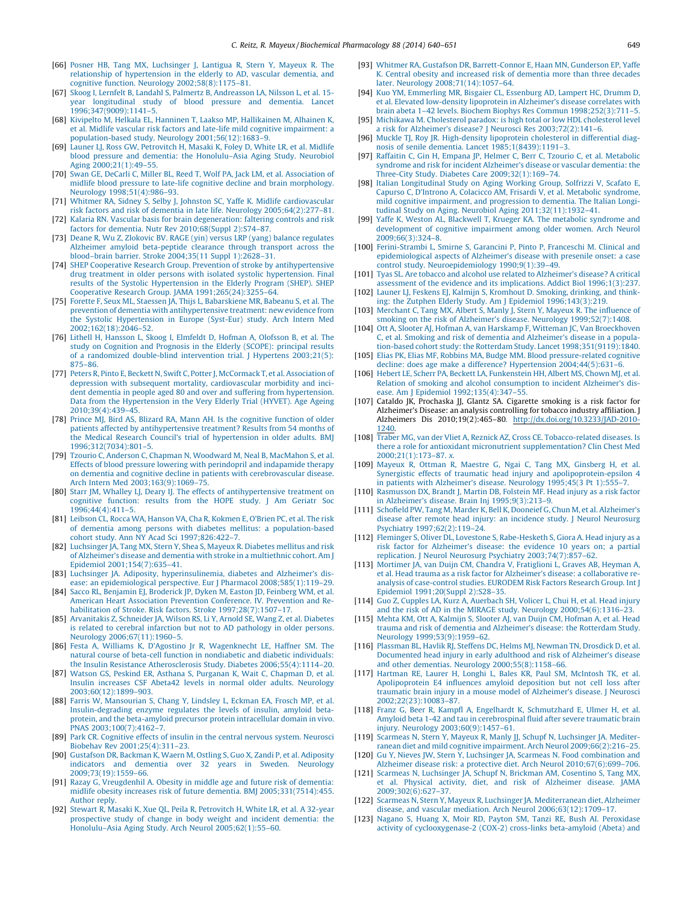[66] Posner HB, Tang MX, Luchsinger J, Lantigua R, Stern Y, Mayeux R. The relationship of hypertension in the elderly to AD, vascular dementia, and cognitive function. Neurology 2002;58(8):1175–81.

[67] Skoog I, Lernfelt B, Landahl S, Palmertz B, Andreasson LA, Nilsson L, et al. 15-year longitudinal study of blood pressure and dementia. Lancet 1996;347(9009):1141–5.

[68] Kivipelto M, Helkala EL, Hanninen T, Laakso MP, Hallikainen M, Alhainen K, et al. Midlife vascular risk factors and late-life mild cognitive impairment: a population-based study. Neurology 2001;56(12):1683–9.

[69] Launer LJ, Ross GW, Petrovitch H, Masaki K, Foley D, White LR, et al. Midlife blood pressure and dementia: the Honolulu–Asia Aging Study. Neurobiol Aging 2000;21(1):49–55.

[70] Swan GE, DeCarli C, Miller BL, Reed T, Wolf PA, Jack LM, et al. Association of midlife blood pressure to late-life cognitive decline and brain morphology. Neurology 1998;51(4):986–93.

[71] Whitmer RA, Sidney S, Selby J, Johnston SC, Yaffe K. Midlife cardiovascular risk factors and risk of dementia in late life. Neurology 2005;64(2):277–81.

[72] Kalaria RN. Vascular basis for brain degeneration: faltering controls and risk factors for dementia. Nutr Rev 2010;68(Suppl 2):S74–87.

[73] Deane R, Wu Z, Zlokovic BV. RAGE (yin) versus LRP (yang) balance regulates Alzheimer amyloid beta-peptide clearance through transport across the blood–brain barrier. Stroke 2004;35(11 Suppl 1):2628–31.

[74] SHEP Cooperative Research Group. Prevention of stroke by antihypertensive drug treatment in older persons with isolated systolic hypertension. Final results of the Systolic Hypertension in the Elderly Program (SHEP). SHEP Cooperative Research Group. JAMA 1991;265(24):3255–64.

[75] Forette F, Seux ML, Staessen JA, Thijs L, Babarskiene MR, Babeanu S, et al. The prevention of dementia with antihypertensive treatment: new evidence from the Systolic Hypertension in Europe (Syst-Eur) study. Arch Intern Med 2002;162(18):2046–52.

[76] Lithell H, Hansson L, Skoog I, Elmfeldt D, Hofman A, Olofsson B, et al. The study on Cognition and Prognosis in the Elderly (SCOPE): principal results of a randomized double-blind intervention trial. J Hypertens 2003;21(5):875–86.

[77] Peters R, Pinto E, Beckett N, Swift C, Potter J, McCormack T, et al. Association of depression with subsequent mortality, cardiovascular morbidity and incident dementia in people aged 80 and over and suffering from hypertension. Data from the Hypertension in the Very Elderly Trial (HYVET). Age Ageing 2010;39(4):439–45.

[78] Prince MJ, Bird AS, Blizard RA, Mann AH. Is the cognitive function of older patients affected by antihypertensive treatment? Results from 54 months of the Medical Research Council's trial of hypertension in older adults. BMJ 1996;312(7034):801–5.

[79] Tzourio C, Anderson C, Chapman N, Woodward M, Neal B, MacMahon S, et al. Effects of blood pressure lowering with perindopril and indapamide therapy on dementia and cognitive decline in patients with cerebrovascular disease. Arch Intern Med 2003;163(9):1069–75.

[80] Starr JM, Whalley LJ, Deary IJ. The effects of antihypertensive treatment on cognitive function: results from the HOPE study. J Am Geriatr Soc 1996;44(4):411–5.

[81] Leibson CL, Rocca WA, Hanson VA, Cha R, Kokmen E, O'Brien PC, et al. The risk of dementia among persons with diabetes mellitus: a population-based cohort study. Ann NY Acad Sci 1997;826:422–7.

[82] Luchsinger JA, Tang MX, Stern Y, Shea S, Mayeux R. Diabetes mellitus and risk of Alzheimer's disease and dementia with stroke in a multiethnic cohort. Am J Epidemiol 2001;154(7):635–41.

[83] Luchsinger JA. Adiposity, hyperinsulinemia, diabetes and Alzheimer's disease: an epidemiological perspective. Eur J Pharmacol 2008;585(1):119–29.

[84] Sacco RL, Benjamin EJ, Broderick JP, Dyken M, Easton JD, Feinberg WM, et al. American Heart Association Prevention Conference. IV. Prevention and Rehabilitation of Stroke. Risk factors. Stroke 1997;28(7):1507–17.

[85] Arvanitakis Z, Schneider JA, Wilson RS, Li Y, Arnold SE, Wang Z, et al. Diabetes is related to cerebral infarction but not to AD pathology in older persons. Neurology 2006;67(11):1960–5.

[86] Festa A, Williams K, D'Agostino Jr R, Wagenknecht LE, Haffner SM. The natural course of beta-cell function in nondiabetic and diabetic individuals: the Insulin Resistance Atherosclerosis Study. Diabetes 2006;55(4):1114–20.

[87] Watson GS, Peskind ER, Asthana S, Purganan K, Wait C, Chapman D, et al. Insulin increases CSF Abeta42 levels in normal older adults. Neurology 2003;60(12):1899–903.

[88] Farris W, Mansourian S, Chang Y, Lindsley L, Eckman EA, Frosch MP, et al. Insulin-degrading enzyme regulates the levels of insulin, amyloid beta-protein, and the beta-amyloid precursor protein intracellular domain in vivo. PNAS 2003;100(7):4162–7.

[89] Park CR. Cognitive effects of insulin in the central nervous system. Neurosci Biobehav Rev 2001;25(4):311–23.

[90] Gustafson DR, Backman K, Waern M, Ostling S, Guo X, Zandi P, et al. Adiposity indicators and dementia over 32 years in Sweden. Neurology 2009;73(19):1559–66.

[91] Razay G, Vreugdenhil A. Obesity in middle age and future risk of dementia: midlife obesity increases risk of future dementia. BMJ 2005;331(7514):455. Author reply.

[92] Stewart R, Masaki K, Xue QL, Peila R, Petrovitch H, White LR, et al. A 32-year prospective study of change in body weight and incident dementia: the Honolulu–Asia Aging Study. Arch Neurol 2005;62(1):55–60.

[93] Whitmer RA, Gustafson DR, Barrett-Connor E, Haan MN, Gunderson EP, Yaffe K. Central obesity and increased risk of dementia more than three decades later. Neurology 2008;71(14):1057–64.

[94] Kuo YM, Emmerling MR, Bisgaier CL, Essenburg AD, Lampert HC, Drumm D, et al. Elevated low-density lipoprotein in Alzheimer's disease correlates with brain abeta 1–42 levels. Biochem Biophys Res Commun 1998;252(3):711–5.

[95] Michikawa M. Cholesterol paradox: is high total or low HDL cholesterol level a risk for Alzheimer's disease? J Neurosci Res 2003;72(2):141–6.

[96] Muckle TJ, Roy JR. High-density lipoprotein cholesterol in differential diagnosis of senile dementia. Lancet 1985;1(8439):1191–3.

[97] Raffaitin C, Gin H, Empana JP, Helmer C, Berr C, Tzourio C, et al. Metabolic syndrome and risk for incident Alzheimer's disease or vascular dementia: the Three-City Study. Diabetes Care 2009;32(1):169–74.

[98] Italian Longitudinal Study on Aging Working Group, Solfrizzi V, Scafato E, Capurso C, D'Introno A, Colacicco AM, Frisardi V, et al. Metabolic syndrome, mild cognitive impairment, and progression to dementia. The Italian Longitudinal Study on Aging. Neurobiol Aging 2011;32(11):1932–41.

[99] Yaffe K, Weston AL, Blackwell T, Krueger KA. The metabolic syndrome and development of cognitive impairment among older women. Arch Neurol 2009;66(3):324–8.

[100] Ferini-Strambi L, Smirne S, Garancini P, Pinto P, Franceschi M. Clinical and epidemiological aspects of Alzheimer's disease with presenile onset: a case control study. Neuroepidemiology 1990;9(1):39–49.

[101] Tyas SL. Are tobacco and alcohol use related to Alzheimer's disease? A critical assessment of the evidence and its implications. Addict Biol 1996;1(3):237.

[102] Launer LJ, Feskens EJ, Kalmijn S, Kromhout D. Smoking, drinking, and thinking: the Zutphen Elderly Study. Am J Epidemiol 1996;143(3):219.

[103] Merchant C, Tang MX, Albert S, Manly J, Stern Y, Mayeux R. The influence of smoking on the risk of Alzheimer's disease. Neurology 1999;52(7):1408.

[104] Ott A, Slooter AJ, Hofman A, van Harskamp F, Witteman JC, Van Broeckhoven C, et al. Smoking and risk of dementia and Alzheimer's disease in a population-based cohort study: the Rotterdam Study. Lancet 1998;351(9119):1840.

[105] Elias PK, Elias MF, Robbins MA, Budge MM. Blood pressure-related cognitive decline: does age make a difference? Hypertension 2004;44(5):631–6.

[106] Hebert LE, Scherr PA, Beckett LA, Funkenstein HH, Albert MS, Chown MJ, et al. Relation of smoking and alcohol consumption to incident Alzheimer's disease. Am J Epidemiol 1992;135(4):347–55.

[107] Cataldo JK, Prochaska JJ, Glantz SA. Cigarette smoking is a risk factor for Alzheimer's Disease: an analysis controlling for tobacco industry affiliation. J Alzheimers Dis 2010;19(2):465–80. http://dx.doi.org/10.3233/JAD-2010-1240.

[108] Traber MG, van der Vliet A, Reznick AZ, Cross CE. Tobacco-related diseases. Is there a role for antioxidant micronutrient supplementation? Clin Chest Med 2000;21(1):173–87. x.

[109] Mayeux R, Ottman R, Maestre G, Ngai C, Tang MX, Ginsberg H, et al. Synergistic effects of traumatic head injury and apolipoprotein-epsilon 4 in patients with Alzheimer's disease. Neurology 1995;45(3 Pt 1):555–7.

[110] Rasmusson DX, Brandt J, Martin DB, Folstein MF. Head injury as a risk factor in Alzheimer's disease. Brain Inj 1995;9(3):213–9.

[111] Schofield PW, Tang M, Marder K, Bell K, Dooneief G, Chun M, et al. Alzheimer's disease after remote head injury: an incidence study. J Neurol Neurosurg Psychiatry 1997;62(2):119–24.

[112] Fleminger S, Oliver DL, Lovestone S, Rabe-Hesketh S, Giora A. Head injury as a risk factor for Alzheimer's disease: the evidence 10 years on; a partial replication. J Neurol Neurosurg Psychiatry 2003;74(7):857–62.

[113] Mortimer JA, van Duijn CM, Chandra V, Fratiglioni L, Graves AB, Heyman A, et al. Head trauma as a risk factor for Alzheimer's disease: a collaborative re-analysis of case-control studies. EURODEM Risk Factors Research Group. Int J Epidemiol 1991;20(Suppl 2):S28–35.

[114] Guo Z, Cupples LA, Kurz A, Auerbach SH, Volicer L, Chui H, et al. Head injury and the risk of AD in the MIRAGE study. Neurology 2000;54(6):1316–23.

[115] Mehta KM, Ott A, Kalmijn S, Slooter AJ, van Duijn CM, Hofman A, et al. Head trauma and risk of dementia and Alzheimer's disease: the Rotterdam Study. Neurology 1999;53(9):1959–62.

[116] Plassman BL, Havlik RJ, Steffens DC, Helms MJ, Newman TN, Drosdick D, et al. Documented head injury in early adulthood and risk of Alzheimer's disease and other dementias. Neurology 2000;55(8):1158–66.

[117] Hartman RE, Laurer H, Longhi L, Bales KR, Paul SM, McIntosh TK, et al. Apolipoprotein E4 influences amyloid deposition but not cell loss after traumatic brain injury in a mouse model of Alzheimer's disease. J Neurosci 2002;22(23):10083–87.

[118] Franz G, Beer R, Kampfl A, Engelhardt K, Schmutzhard E, Ulmer H, et al. Amyloid beta 1-42 and tau in cerebrospinal fluid after severe traumatic brain injury. Neurology 2003;60(9):1457–61.

[119] Scarmeas N, Stern Y, Mayeux R, Manly JJ, Schupf N, Luchsinger JA. Mediterranean diet and mild cognitive impairment. Arch Neurol 2009;66(2):216–25.

[120] Gu Y, Nieves JW, Stern Y, Luchsinger JA, Scarmeas N. Food combination and Alzheimer disease risk: a protective diet. Arch Neurol 2010;67(6):699–706.

[121] Scarmeas N, Luchsinger JA, Schupf N, Brickman AM, Cosentino S, Tang MX, et al. Physical activity, diet, and risk of Alzheimer disease. JAMA 2009;302(6):627–37.

[122] Scarmeas N, Stern Y, Mayeux R, Luchsinger JA. Mediterranean diet, Alzheimer disease, and vascular mediation. Arch Neurol 2006;63(12):1709–17.

[123] Nagano S, Huang X, Moir RD, Payton SM, Tanzi RE, Bush AI. Peroxidase activity of cyclooxygenase-2 (COX-2) cross-links beta-amyloid (Abeta) and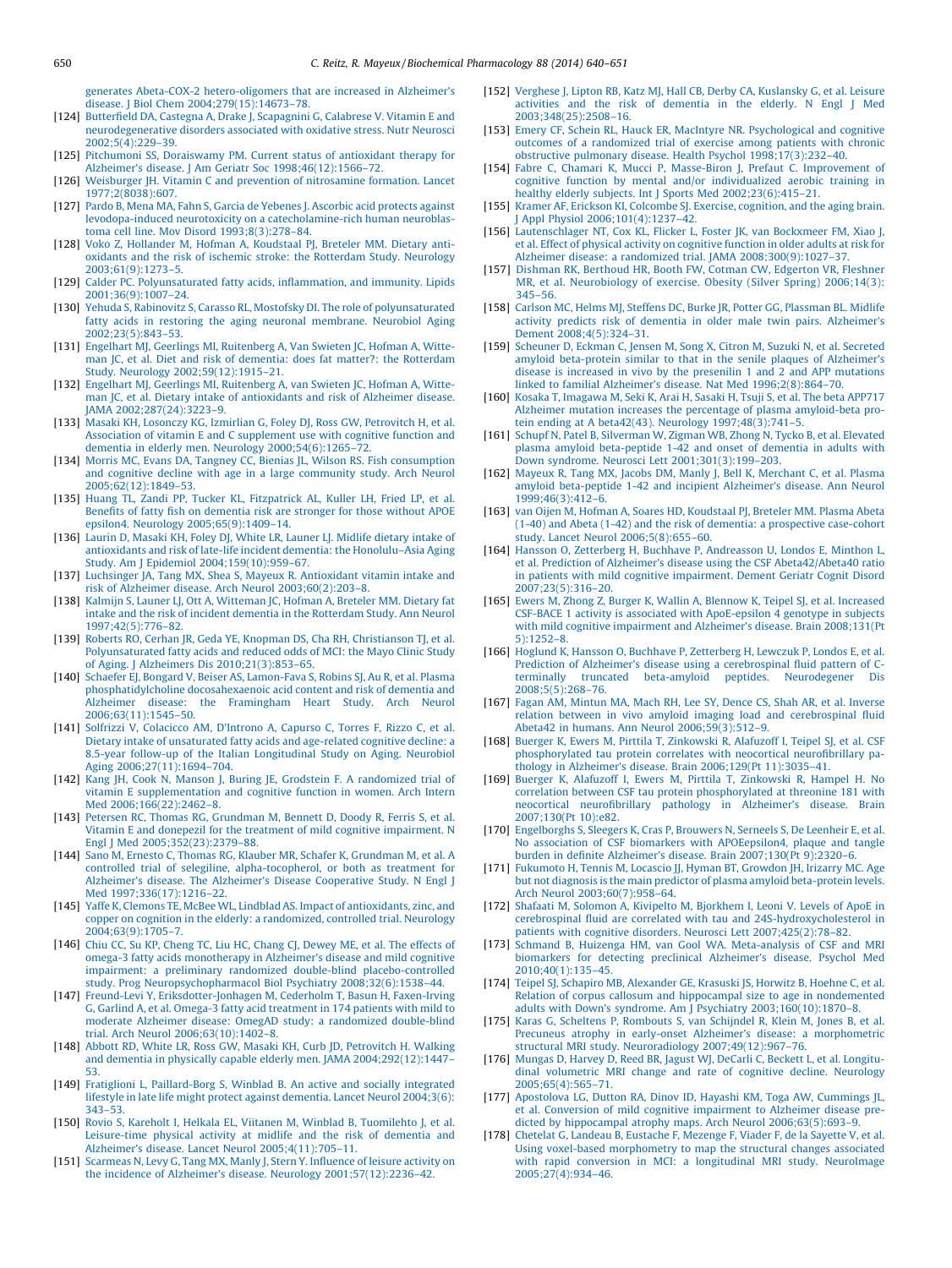generates Abeta-COX-2 hetero-oligomers that are increased in Alzheimer's disease. J Biol Chem 2004;279(15):14673–78.

[124] Butterfield DA, Castegna A, Drake J, Scapagnini G, Calabrese V. Vitamin E and neurodegenerative disorders associated with oxidative stress. Nutr Neurosci 2002;5(4):229–39.

[125] Pitchumoni SS, Doraiswamy PM. Current status of antioxidant therapy for Alzheimer's disease. J Am Geriatr Soc 1998;46(12):1566–72.

[126] Weisburger JH. Vitamin C and prevention of nitrosamine formation. Lancet 1977;2(8038):607.

[127] Pardo B, Mena MA, Fahn S, Garcia de Yebenes J. Ascorbic acid protects against levodopa-induced neurotoxicity on a catecholamine-rich human neuroblastoma cell line. Mov Disord 1993;8(3):278–84.

[128] Voko Z, Hollander M, Hofman A, Koudstaal PJ, Breteler MM. Dietary antioxidants and the risk of ischemic stroke: the Rotterdam Study. Neurology 2003;61(9):1273–5.

[129] Calder PC. Polyunsaturated fatty acids, inflammation, and immunity. Lipids 2001;36(9):1007–24.

[130] Yehuda S, Rabinovitz S, Carasso RL, Mostofsky DI. The role of polyunsaturated fatty acids in restoring the aging neuronal membrane. Neurobiol Aging 2002;23(5):843–53.

[131] Engelhart MJ, Geerlings MI, Ruitenberg A, Van Swieten JC, Hofman A, Witteman JC, et al. Diet and risk of dementia: does fat matter?: the Rotterdam Study. Neurology 2002;59(12):1915–21.

[132] Engelhart MJ, Geerlings MI, Ruitenberg A, van Swieten JC, Hofman A, Witteman JC, et al. Dietary intake of antioxidants and risk of Alzheimer disease. JAMA 2002;287(24):3223–9.

[133] Masaki KH, Losonczy KG, Izmirlian G, Foley DJ, Ross GW, Petrovitch H, et al. Association of vitamin E and C supplement use with cognitive function and dementia in elderly men. Neurology 2000;54(6):1265–72.

[134] Morris MC, Evans DA, Tangney CC, Bienias JL, Wilson RS. Fish consumption and cognitive decline with age in a large community study. Arch Neurol 2005;62(12):1849–53.

[135] Huang TL, Zandi PP, Tucker KL, Fitzpatrick AL, Kuller LH, Fried LP, et al. Benefits of fatty fish on dementia risk are stronger for those without APOE epsilon4. Neurology 2005;65(9):1409–14.

[136] Laurin D, Masaki KH, Foley DJ, White LR, Launer LJ. Midlife dietary intake of antioxidants and risk of late-life incident dementia: the Honolulu–Asia Aging Study. Am J Epidemiol 2004;159(10):959–67.

[137] Luchsinger JA, Tang MX, Shea S, Mayeux R. Antioxidant vitamin intake and risk of Alzheimer disease. Arch Neurol 2003;60(2):203–8.

[138] Kalmijn S, Launer LJ, Ott A, Witteman JC, Hofman A, Breteler MM. Dietary fat intake and the risk of incident dementia in the Rotterdam Study. Ann Neurol 1997;42(5):776–82.

[139] Roberts RO, Cerhan JR, Geda YE, Knopman DS, Cha RH, Christianson TJ, et al. Polyunsaturated fatty acids and reduced odds of MCI: the Mayo Clinic Study of Aging. J Alzheimers Dis 2010;21(3):853–65.

[140] Schaefer EJ, Bongard V, Beiser AS, Lamon-Fava S, Robins SJ, Au R, et al. Plasma phosphatidylcholine docosahexaenoic acid content and risk of dementia and Alzheimer disease: the Framingham Heart Study. Arch Neurol 2006;63(11):1545–50.

[141] Solfrizzi V, Colacicco AM, D'Introno A, Capurso C, Torres F, Rizzo C, et al. Dietary intake of unsaturated fatty acids and age-related cognitive decline: a 8.5-year follow-up of the Italian Longitudinal Study on Aging. Neurobiol Aging 2006;27(11):1694–704.

[142] Kang JH, Cook N, Manson J, Buring JE, Grodstein F. A randomized trial of vitamin E supplementation and cognitive function in women. Arch Intern Med 2006;166(22):2462–8.

[143] Petersen RC, Thomas RG, Grundman M, Bennett D, Doody R, Ferris S, et al. Vitamin E and donepezil for the treatment of mild cognitive impairment. N Engl J Med 2005;352(23):2379–88.

[144] Sano M, Ernesto C, Thomas RG, Klauber MR, Schafer K, Grundman M, et al. A controlled trial of selegiline, alpha-tocopherol, or both as treatment for Alzheimer's disease. The Alzheimer's Disease Cooperative Study. N Engl J Med 1997;336(17):1216–22.

[145] Yaffe K, Clemons TE, McBee WL, Lindblad AS. Impact of antioxidants, zinc, and copper on cognition in the elderly: a randomized, controlled trial. Neurology 2004;63(9):1705–7.

[146] Chiu CC, Su KP, Cheng TC, Liu HC, Chang CJ, Dewey ME, et al. The effects of omega-3 fatty acids monotherapy in Alzheimer's disease and mild cognitive impairment: a preliminary randomized double-blind placebo-controlled study. Prog Neuropsychopharmacol Biol Psychiatry 2008;32(6):1538–44.

[147] Freund-Levi Y, Eriksdotter-Jonhagen M, Cederholm T, Basun H, Faxen-Irving G, Garlind A, et al. Omega-3 fatty acid treatment in 174 patients with mild to moderate Alzheimer disease: OmegAD study: a randomized double-blind trial. Arch Neurol 2006;63(10):1402–8.

[148] Abbott RD, White LR, Ross GW, Masaki KH, Curb JD, Petrovitch H. Walking and dementia in physically capable elderly men. JAMA 2004;292(12):1447–53.

[149] Fratiglioni L, Paillard-Borg S, Winblad B. An active and socially integrated lifestyle in late life might protect against dementia. Lancet Neurol 2004;3(6):343–53.

[150] Rovio S, Kareholt I, Helkala EL, Viitanen M, Winblad B, Tuomilehto J, et al. Leisure-time physical activity at midlife and the risk of dementia and Alzheimer's disease. Lancet Neurol 2005;4(11):705–11.

[151] Scarmeas N, Levy G, Tang MX, Manly J, Stern Y. Influence of leisure activity on the incidence of Alzheimer's disease. Neurology 2001;57(12):2236–42.

[152] Verghese J, Lipton RB, Katz MJ, Hall CB, Derby CA, Kuslansky G, et al. Leisure activities and the risk of dementia in the elderly. N Engl J Med 2003;348(25):2508–16.

[153] Emery CF, Schein RL, Hauck ER, MacIntyre NR. Psychological and cognitive outcomes of a randomized trial of exercise among patients with chronic obstructive pulmonary disease. Health Psychol 1998;17(3):232–40.

[154] Fabre C, Chamari K, Mucci P, Masse-Biron J, Prefaut C. Improvement of cognitive function by mental and/or individualized aerobic training in healthy elderly subjects. Int J Sports Med 2002;23(6):415–21.

[155] Kramer AF, Erickson KI, Colcombe SJ. Exercise, cognition, and the aging brain. J Appl Physiol 2006;101(4):1237–42.

[156] Lautenschlager NT, Cox KL, Flicker L, Foster JK, van Bockxmeer FM, Xiao J, et al. Effect of physical activity on cognitive function in older adults at risk for Alzheimer disease: a randomized trial. JAMA 2008;300(9):1027–37.

[157] Dishman RK, Berthoud HR, Booth FW, Cotman CW, Edgerton VR, Fleshner MR, et al. Neurobiology of exercise. Obesity (Silver Spring) 2006;14(3):345–56.

[158] Carlson MC, Helms MJ, Steffens DC, Burke JR, Potter GG, Plassman BL. Midlife activity predicts risk of dementia in older male twin pairs. Alzheimer's Dement 2008;4(5):324–31.

[159] Scheuner D, Eckman C, Jensen M, Song X, Citron M, Suzuki N, et al. Secreted amyloid beta-protein similar to that in the senile plaques of Alzheimer's disease is increased in vivo by the presenilin 1 and 2 and APP mutations linked to familial Alzheimer's disease. Nat Med 1996;2(8):864–70.

[160] Kosaka T, Imagawa M, Seki K, Arai H, Sasaki H, Tsuji S, et al. The beta APP717 Alzheimer mutation increases the percentage of plasma amyloid-beta protein ending at A beta42(43). Neurology 1997;48(3):741–5.

[161] Schupf N, Patel B, Silverman W, Zigman WB, Zhong N, Tycko B, et al. Elevated plasma amyloid beta-peptide 1-42 and onset of dementia in adults with Down syndrome. Neurosci Lett 2001;301(3):199–203.

[162] Mayeux R, Tang MX, Jacobs DM, Manly J, Bell K, Merchant C, et al. Plasma amyloid beta-peptide 1-42 and incipient Alzheimer's disease. Ann Neurol 1999;46(3):412–6.

[163] van Oijen M, Hofman A, Soares HD, Koudstaal PJ, Breteler MM. Plasma Abeta (1-40) and Abeta (1-42) and the risk of dementia: a prospective case-cohort study. Lancet Neurol 2006;5(8):655–60.

[164] Hansson O, Zetterberg H, Buchhave P, Andreasson U, Londos E, Minthon L, et al. Prediction of Alzheimer's disease using the CSF Abeta42/Abeta40 ratio in patients with mild cognitive impairment. Dement Geriatr Cognit Disord 2007;23(5):316–20.

[165] Ewers M, Zhong Z, Burger K, Wallin A, Blennow K, Teipel SJ, et al. Increased CSF-BACE 1 activity is associated with ApoE-epsilon 4 genotype in subjects with mild cognitive impairment and Alzheimer's disease. Brain 2008;131(Pt 5):1252–8.

[166] Hoglund K, Hansson O, Buchhave P, Zetterberg H, Lewczuk P, Londos E, et al. Prediction of Alzheimer's disease using a cerebrospinal fluid pattern of C-terminally truncated beta-amyloid peptides. Neurodegener Dis 2008;5(5):268–76.

[167] Fagan AM, Mintun MA, Mach RH, Lee SY, Dence CS, Shah AR, et al. Inverse relation between in vivo amyloid imaging load and cerebrospinal fluid Abeta42 in humans. Ann Neurol 2006;59(3):512–9.

[168] Buerger K, Ewers M, Pirttila T, Zinkowski R, Alafuzoff I, Teipel SJ, et al. CSF phosphorylated tau protein correlates with neocortical neurofibrillary pathology in Alzheimer's disease. Brain 2006;129(Pt 11):3035–41.

[169] Buerger K, Alafuzoff I, Ewers M, Pirttila T, Zinkowski R, Hampel H. No correlation between CSF tau protein phosphorylated at threonine 181 with neocortical neurofibrillary pathology in Alzheimer's disease. Brain 2007;130(Pt 10):e82.

[170] Engelborghs S, Sleegers K, Cras P, Brouwers N, Serneels S, De Leenheir E, et al. No association of CSF biomarkers with APOEepsilon4, plaque and tangle burden in definite Alzheimer's disease. Brain 2007;130(Pt 9):2320–6.

[171] Fukumoto H, Tennis M, Locascio JJ, Hyman BT, Growdon JH, Irizarry MC. Age but not diagnosis is the main predictor of plasma amyloid beta-protein levels. Arch Neurol 2003;60(7):958–64.

[172] Shafaati M, Solomon A, Kivipelto M, Bjorkhem I, Leoni V. Levels of ApoE in cerebrospinal fluid are correlated with tau and 24S-hydroxycholesterol in patients with cognitive disorders. Neurosci Lett 2007;425(2):78–82.

[173] Schmand B, Huizenga HM, van Gool WA. Meta-analysis of CSF and MRI biomarkers for detecting preclinical Alzheimer's disease. Psychol Med 2010;40(1):135–45.

[174] Teipel SJ, Schapiro MB, Alexander GE, Krasuski JS, Horwitz B, Hoehne C, et al. Relation of corpus callosum and hippocampal size to age in nondemented adults with Down's syndrome. Am J Psychiatry 2003;160(10):1870–8.

[175] Karas G, Scheltens P, Rombouts S, van Schijndel R, Klein M, Jones B, et al. Precuneus atrophy in early-onset Alzheimer's disease: a morphometric structural MRI study. Neuroradiology 2007;49(12):967–76.

[176] Mungas D, Harvey D, Reed BR, Jagust WJ, DeCarli C, Beckett L, et al. Longitudinal volumetric MRI change and rate of cognitive decline. Neurology 2005;65(4):565–71.

[177] Apostolova LG, Dutton RA, Dinov ID, Hayashi KM, Toga AW, Cummings JL, et al. Conversion of mild cognitive impairment to Alzheimer disease predicted by hippocampal atrophy maps. Arch Neurol 2006;63(5):693–9.

[178] Chetelat G, Landeau B, Eustache F, Mezenge F, Viader F, de la Sayette V, et al. Using voxel-based morphometry to map the structural changes associated with rapid conversion in MCI: a longitudinal MRI study. NeuroImage 2005;27(4):934–46.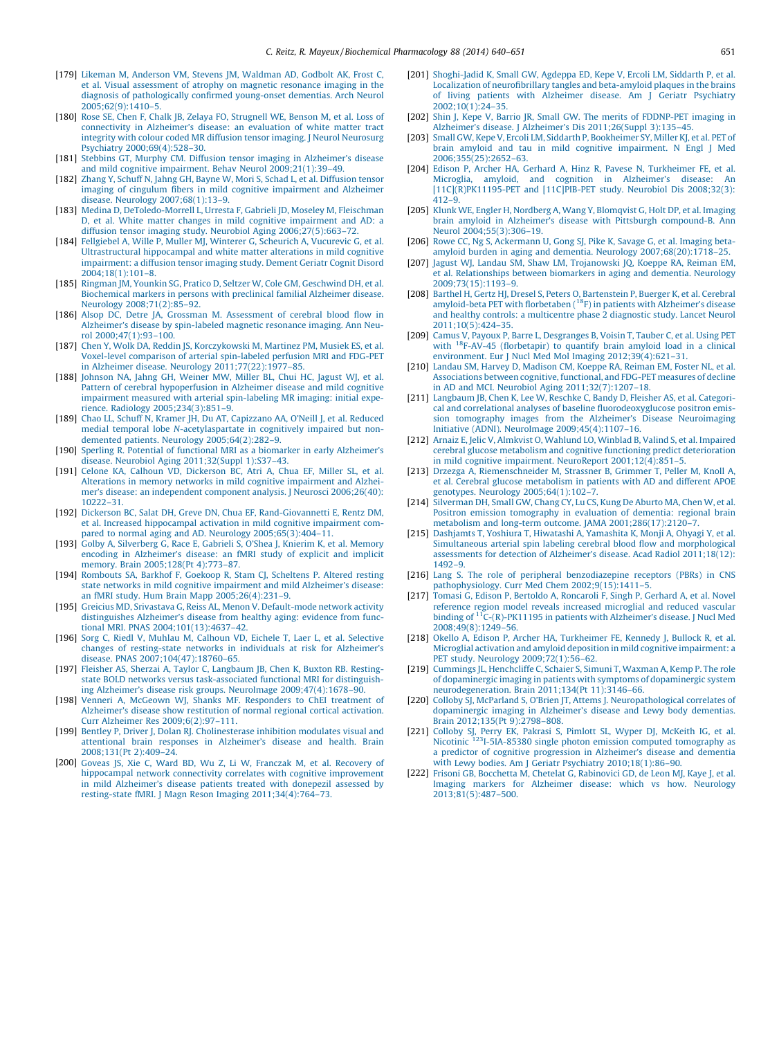[179] Likeman M, Anderson VM, Stevens JM, Waldman AD, Godbolt AK, Frost C, et al. Visual assessment of atrophy on magnetic resonance imaging in the diagnosis of pathologically confirmed young-onset dementias. Arch Neurol 2005;62(9):1410–5.

[180] Rose SE, Chen F, Chalk JB, Zelaya FO, Strugnell WE, Benson M, et al. Loss of connectivity in Alzheimer's disease: an evaluation of white matter tract integrity with colour coded MR diffusion tensor imaging. J Neurol Neurosurg Psychiatry 2000;69(4):528–30.

[181] Stebbins GT, Murphy CM. Diffusion tensor imaging in Alzheimer's disease and mild cognitive impairment. Behav Neurol 2009;21(1):39–49.

[182] Zhang Y, Schuff N, Jahng GH, Bayne W, Mori S, Schad L, et al. Diffusion tensor imaging of cingulum fibers in mild cognitive impairment and Alzheimer disease. Neurology 2007;68(1):13–9.

[183] Medina D, DeToledo-Morrell L, Urresta F, Gabrieli JD, Moseley M, Fleischman D, et al. White matter changes in mild cognitive impairment and AD: a diffusion tensor imaging study. Neurobiol Aging 2006;27(5):663–72.

[184] Fellgiebel A, Wille P, Muller MJ, Winterer G, Scheurich A, Vucurevic G, et al. Ultrastructural hippocampal and white matter alterations in mild cognitive impairment: a diffusion tensor imaging study. Dement Geriatr Cognit Disord 2004;18(1):101–8.

[185] Ringman JM, Younkin SG, Pratico D, Seltzer W, Cole GM, Geschwind DH, et al. Biochemical markers in persons with preclinical familial Alzheimer disease. Neurology 2008;71(2):85–92.

[186] Alsop DC, Detre JA, Grossman M. Assessment of cerebral blood flow in Alzheimer's disease by spin-labeled magnetic resonance imaging. Ann Neurol 2000;47(1):93–100.

[187] Chen Y, Wolk DA, Reddin JS, Korczykowski M, Martinez PM, Musiek ES, et al. Voxel-level comparison of arterial spin-labeled perfusion MRI and FDG-PET in Alzheimer disease. Neurology 2011;77(22):1977–85.

[188] Johnson NA, Jahng GH, Weiner MW, Miller BL, Chui HC, Jagust WJ, et al. Pattern of cerebral hypoperfusion in Alzheimer disease and mild cognitive impairment measured with arterial spin-labeling MR imaging: initial experience. Radiology 2005;234(3):851–9.

[189] Chao LL, Schuff N, Kramer JH, Du AT, Capizzano AA, O'Neill J, et al. Reduced medial temporal lobe *N*-acetylaspartate in cognitively impaired but nondemented patients. Neurology 2005;64(2):282–9.

[190] Sperling R. Potential of functional MRI as a biomarker in early Alzheimer's disease. Neurobiol Aging 2011;32(Suppl 1):S37–43.

[191] Celone KA, Calhoun VD, Dickerson BC, Atri A, Chua EF, Miller SL, et al. Alterations in memory networks in mild cognitive impairment and Alzheimer's disease: an independent component analysis. J Neurosci 2006;26(40):10222–31.

[192] Dickerson BC, Salat DH, Greve DN, Chua EF, Rand-Giovannetti E, Rentz DM, et al. Increased hippocampal activation in mild cognitive impairment compared to normal aging and AD. Neurology 2005;65(3):404–11.

[193] Golby A, Silverberg G, Race E, Gabrieli S, O'Shea J, Knierim K, et al. Memory encoding in Alzheimer's disease: an fMRI study of explicit and implicit memory. Brain 2005;128(Pt 4):773–87.

[194] Rombouts SA, Barkhof F, Goekoop R, Stam CJ, Scheltens P. Altered resting state networks in mild cognitive impairment and mild Alzheimer's disease: an fMRI study. Hum Brain Mapp 2005;26(4):231–9.

[195] Greicius MD, Srivastava G, Reiss AL, Menon V. Default-mode network activity distinguishes Alzheimer's disease from healthy aging: evidence from functional MRI. PNAS 2004;101(13):4637–42.

[196] Sorg C, Riedl V, Muhlau M, Calhoun VD, Eichele T, Laer L, et al. Selective changes of resting-state networks in individuals at risk for Alzheimer's disease. PNAS 2007;104(47):18760–65.

[197] Fleisher AS, Sherzai A, Taylor C, Langbaum JB, Chen K, Buxton RB. Resting-state BOLD networks versus task-associated functional MRI for distinguishing Alzheimer's disease risk groups. NeuroImage 2009;47(4):1678–90.

[198] Venneri A, McGeown WJ, Shanks MF. Responders to ChEI treatment of Alzheimer's disease show restitution of normal regional cortical activation. Curr Alzheimer Res 2009;6(2):97–111.

[199] Bentley P, Driver J, Dolan RJ. Cholinesterase inhibition modulates visual and attentional brain responses in Alzheimer's disease and health. Brain 2008;131(Pt 2):409–24.

[200] Goveas JS, Xie C, Ward BD, Wu Z, Li W, Franczak M, et al. Recovery of hippocampal network connectivity correlates with cognitive improvement in mild Alzheimer's disease patients treated with donepezil assessed by resting-state fMRI. J Magn Reson Imaging 2011;34(4):764–73.

[201] Shoghi-Jadid K, Small GW, Agdeppa ED, Kepe V, Ercoli LM, Siddarth P, et al. Localization of neurofibrillary tangles and beta-amyloid plaques in the brains of living patients with Alzheimer disease. Am J Geriatr Psychiatry 2002;10(1):24–35.

[202] Shin J, Kepe V, Barrio JR, Small GW. The merits of FDDNP-PET imaging in Alzheimer's disease. J Alzheimer's Dis 2011;26(Suppl 3):135–45.

[203] Small GW, Kepe V, Ercoli LM, Siddarth P, Bookheimer SY, Miller KJ, et al. PET of brain amyloid and tau in mild cognitive impairment. N Engl J Med 2006;355(25):2652–63.

[204] Edison P, Archer HA, Gerhard A, Hinz R, Pavese N, Turkheimer FE, et al. Microglia, amyloid, and cognition in Alzheimer's disease: An [11C](R)PK11195-PET and [11C]PIB-PET study. Neurobiol Dis 2008;32(3):412–9.

[205] Klunk WE, Engler H, Nordberg A, Wang Y, Blomqvist G, Holt DP, et al. Imaging brain amyloid in Alzheimer's disease with Pittsburgh compound-B. Ann Neurol 2004;55(3):306–19.

[206] Rowe CC, Ng S, Ackermann U, Gong SJ, Pike K, Savage G, et al. Imaging beta-amyloid burden in aging and dementia. Neurology 2007;68(20):1718–25.

[207] Jagust WJ, Landau SM, Shaw LM, Trojanowski JQ, Koeppe RA, Reiman EM, et al. Relationships between biomarkers in aging and dementia. Neurology 2009;73(15):1193–9.

[208] Barthel H, Gertz HJ, Dresel S, Peters O, Bartenstein P, Buerger K, et al. Cerebral amyloid-beta PET with florbetaben ($^{18}$F) in patients with Alzheimer's disease and healthy controls: a multicentre phase 2 diagnostic study. Lancet Neurol 2011;10(5):424–35.

[209] Camus V, Payoux P, Barre L, Desgranges B, Voisin T, Tauber C, et al. Using PET with $^{18}$F-AV-45 (florbetapir) to quantify brain amyloid load in a clinical environment. Eur J Nucl Med Mol Imaging 2012;39(4):621–31.

[210] Landau SM, Harvey D, Madison CM, Koeppe RA, Reiman EM, Foster NL, et al. Associations between cognitive, functional, and FDG-PET measures of decline in AD and MCI. Neurobiol Aging 2011;32(7):1207–18.

[211] Langbaum JB, Chen K, Lee W, Reschke C, Bandy D, Fleisher AS, et al. Categorical and correlational analyses of baseline fluorodeoxyglucose positron emission tomography images from the Alzheimer's Disease Neuroimaging Initiative (ADNI). NeuroImage 2009;45(4):1107–16.

[212] Arnaiz E, Jelic V, Almkvist O, Wahlund LO, Winblad B, Valind S, et al. Impaired cerebral glucose metabolism and cognitive functioning predict deterioration in mild cognitive impairment. NeuroReport 2001;12(4):851–5.

[213] Drzezga A, Riemenschneider M, Strassner B, Grimmer T, Peller M, Knoll A, et al. Cerebral glucose metabolism in patients with AD and different APOE genotypes. Neurology 2005;64(1):102–7.

[214] Silverman DH, Small GW, Chang CY, Lu CS, Kung De Aburto MA, Chen W, et al. Positron emission tomography in evaluation of dementia: regional brain metabolism and long-term outcome. JAMA 2001;286(17):2120–7.

[215] Dashjamts T, Yoshiura T, Hiwatashi A, Yamashita K, Monji A, Ohyagi Y, et al. Simultaneous arterial spin labeling cerebral blood flow and morphological assessments for detection of Alzheimer's disease. Acad Radiol 2011;18(12):1492–9.

[216] Lang S. The role of peripheral benzodiazepine receptors (PBRs) in CNS pathophysiology. Curr Med Chem 2002;9(15):1411–5.

[217] Tomasi G, Edison P, Bertoldo A, Roncaroli F, Singh P, Gerhard A, et al. Novel reference region model reveals increased microglial and reduced vascular binding of $^{11}$C-(R)-PK11195 in patients with Alzheimer's disease. J Nucl Med 2008;49(8):1249–56.

[218] Okello A, Edison P, Archer HA, Turkheimer FE, Kennedy J, Bullock R, et al. Microglial activation and amyloid deposition in mild cognitive impairment: a PET study. Neurology 2009;72(1):56–62.

[219] Cummings JL, Henchcliffe C, Schaier S, Simuni T, Waxman A, Kemp P. The role of dopaminergic imaging in patients with symptoms of dopaminergic system neurodegeneration. Brain 2011;134(Pt 11):3146–66.

[220] Colloby SJ, McParland S, O'Brien JT, Attems J. Neuropathological correlates of dopaminergic imaging in Alzheimer's disease and Lewy body dementias. Brain 2012;135(Pt 9):2798–808.

[221] Colloby SJ, Perry EK, Pakrasi S, Pimlott SL, Wyper DJ, McKeith IG, et al. Nicotinic $^{123}$I-5IA-85380 single photon emission computed tomography as a predictor of cognitive progression in Alzheimer's disease and dementia with Lewy bodies. Am J Geriatr Psychiatry 2010;18(1):86–90.

[222] Frisoni GB, Bocchetta M, Chetelat G, Rabinovici GD, de Leon MJ, Kaye J, et al. Imaging markers for Alzheimer disease: which vs how. Neurology 2013;81(5):487–500.